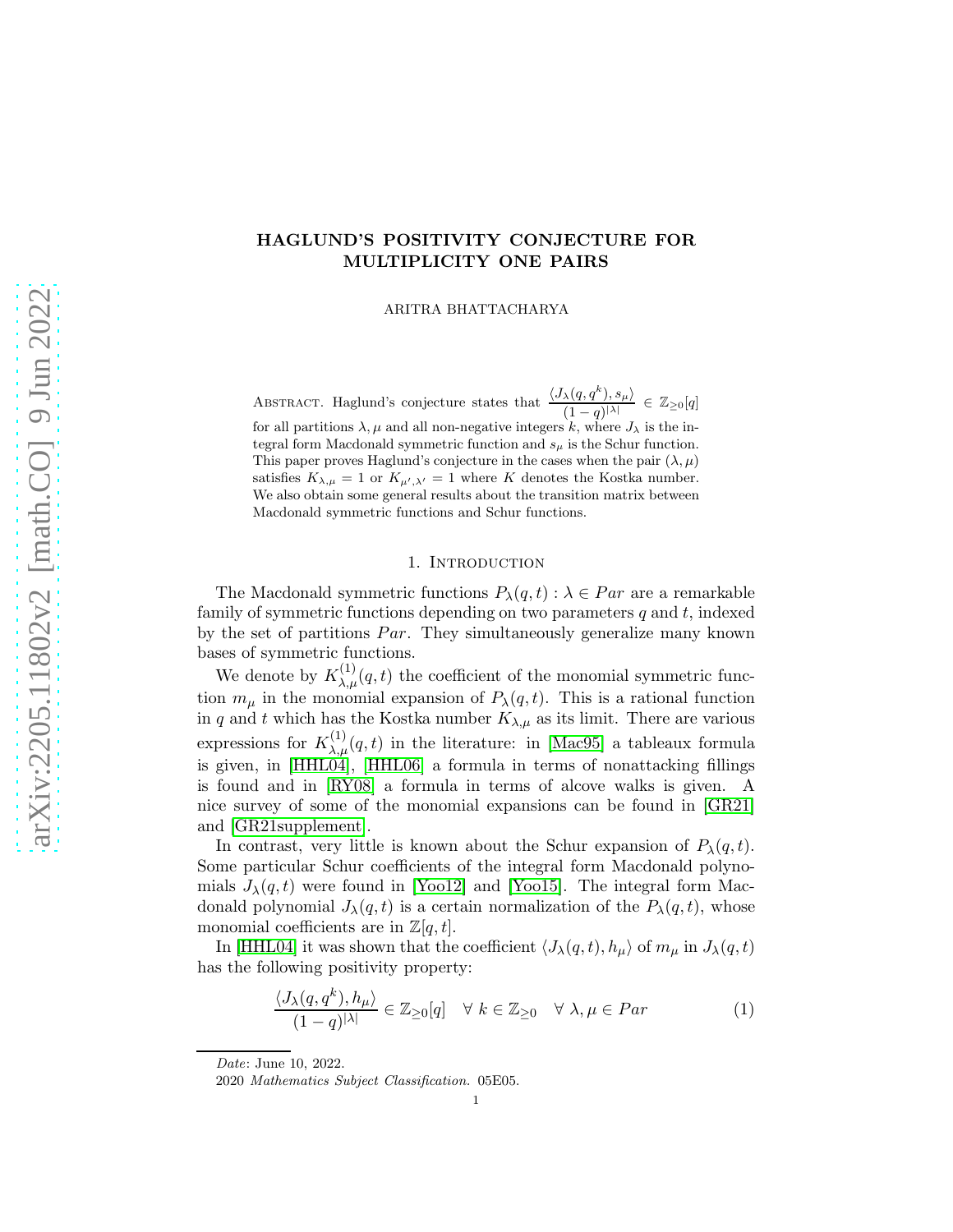# HAGLUND'S POSITIVITY CONJECTURE FOR MULTIPLICITY ONE PAIRS

ARITRA BHATTACHARYA

Abstract. Haglund's conjecture states that $\dfrac{\langle J_\lambda(q,q^k), s_\mu\rangle}{(1-q)^{|\lambda|}} \in \mathbb{Z}_{\geq 0}[q]$ for all partitions $\lambda, \mu$ and all non-negative integers $k$, where $J_\lambda$ is the integral form Macdonald symmetric function and $s_\mu$ is the Schur function. This paper proves Haglund's conjecture in the cases when the pair $(\lambda, \mu)$ satisfies $K_{\lambda,\mu} = 1$ or $K_{\mu',\lambda'} = 1$ where $K$ denotes the Kostka number. We also obtain some general results about the transition matrix between Macdonald symmetric functions and Schur functions.

## 1. Introduction

The Macdonald symmetric functions $P_\lambda(q,t) : \lambda \in Par$ are a remarkable family of symmetric functions depending on two parameters $q$ and $t$, indexed by the set of partitions $Par$. They simultaneously generalize many known bases of symmetric functions.

We denote by $K^{(1)}_{\lambda,\mu}(q,t)$ the coefficient of the monomial symmetric function $m_\mu$ in the monomial expansion of $P_\lambda(q,t)$. This is a rational function in $q$ and $t$ which has the Kostka number $K_{\lambda,\mu}$ as its limit. There are various expressions for $K^{(1)}_{\lambda,\mu}(q,t)$ in the literature: in [Mac95] a tableaux formula is given, in [HHL04], [HHL06] a formula in terms of nonattacking fillings is found and in [RY08] a formula in terms of alcove walks is given. A nice survey of some of the monomial expansions can be found in [GR21] and [GR21supplement].

In contrast, very little is known about the Schur expansion of $P_\lambda(q,t)$. Some particular Schur coefficients of the integral form Macdonald polynomials $J_\lambda(q,t)$ were found in [Yoo12] and [Yoo15]. The integral form Macdonald polynomial $J_\lambda(q,t)$ is a certain normalization of the $P_\lambda(q,t)$, whose monomial coefficients are in $\mathbb{Z}[q,t]$.

In [HHL04] it was shown that the coefficient $\langle J_\lambda(q,t), h_\mu\rangle$ of $m_\mu$ in $J_\lambda(q,t)$ has the following positivity property:

$$\frac{\langle J_\lambda(q,q^k), h_\mu\rangle}{(1-q)^{|\lambda|}} \in \mathbb{Z}_{\geq 0}[q] \quad \forall\ k \in \mathbb{Z}_{\geq 0} \quad \forall\ \lambda, \mu \in Par \tag{1}$$

*Date*: June 10, 2022.

2020 *Mathematics Subject Classification.* 05E05.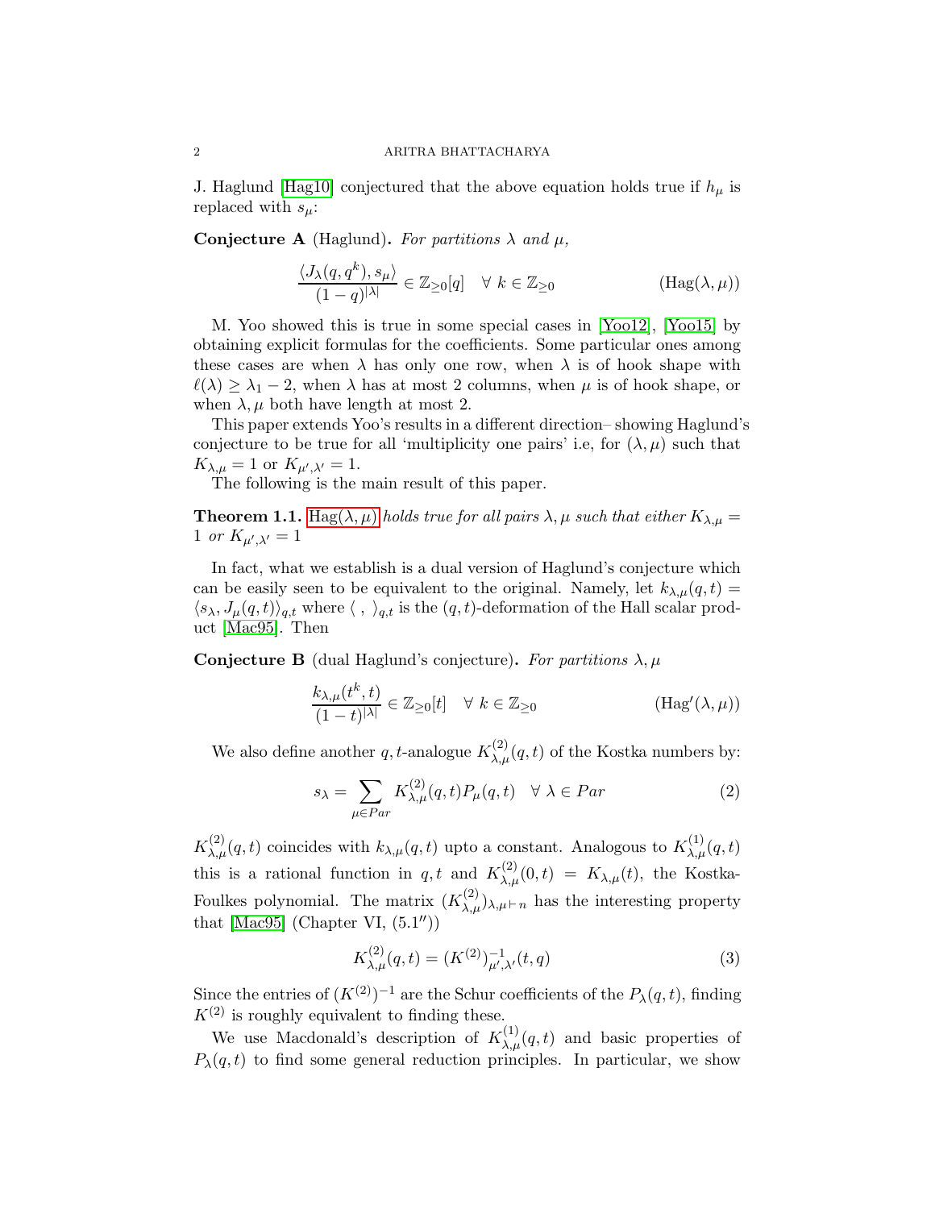J. Haglund [Hag10] conjectured that the above equation holds true if $h_\mu$ is replaced with $s_\mu$:

**Conjecture A** (Haglund). *For partitions $\lambda$ and $\mu$,*

$$\frac{\langle J_\lambda(q, q^k), s_\mu \rangle}{(1-q)^{|\lambda|}} \in \mathbb{Z}_{\geq 0}[q] \quad \forall\ k \in \mathbb{Z}_{\geq 0} \qquad (\mathrm{Hag}(\lambda, \mu))$$

M. Yoo showed this is true in some special cases in [Yoo12], [Yoo15] by obtaining explicit formulas for the coefficients. Some particular ones among these cases are when $\lambda$ has only one row, when $\lambda$ is of hook shape with $\ell(\lambda) \geq \lambda_1 - 2$, when $\lambda$ has at most 2 columns, when $\mu$ is of hook shape, or when $\lambda, \mu$ both have length at most 2.

This paper extends Yoo's results in a different direction– showing Haglund's conjecture to be true for all 'multiplicity one pairs' i.e, for $(\lambda, \mu)$ such that $K_{\lambda,\mu} = 1$ or $K_{\mu',\lambda'} = 1$.

The following is the main result of this paper.

**Theorem 1.1.** $\mathrm{Hag}(\lambda, \mu)$ *holds true for all pairs $\lambda, \mu$ such that either $K_{\lambda,\mu} = 1$ or $K_{\mu',\lambda'} = 1$*

In fact, what we establish is a dual version of Haglund's conjecture which can be easily seen to be equivalent to the original. Namely, let $k_{\lambda,\mu}(q,t) = \langle s_\lambda, J_\mu(q,t) \rangle_{q,t}$ where $\langle\ ,\ \rangle_{q,t}$ is the $(q,t)$-deformation of the Hall scalar product [Mac95]. Then

**Conjecture B** (dual Haglund's conjecture). *For partitions $\lambda, \mu$*

$$\frac{k_{\lambda,\mu}(t^k, t)}{(1-t)^{|\lambda|}} \in \mathbb{Z}_{\geq 0}[t] \quad \forall\ k \in \mathbb{Z}_{\geq 0} \qquad (\mathrm{Hag}'(\lambda, \mu))$$

We also define another $q,t$-analogue $K^{(2)}_{\lambda,\mu}(q,t)$ of the Kostka numbers by:

$$s_\lambda = \sum_{\mu \in Par} K^{(2)}_{\lambda,\mu}(q,t) P_\mu(q,t) \quad \forall\ \lambda \in Par \qquad (2)$$

$K^{(2)}_{\lambda,\mu}(q,t)$ coincides with $k_{\lambda,\mu}(q,t)$ upto a constant. Analogous to $K^{(1)}_{\lambda,\mu}(q,t)$ this is a rational function in $q,t$ and $K^{(2)}_{\lambda,\mu}(0,t) = K_{\lambda,\mu}(t)$, the Kostka-Foulkes polynomial. The matrix $(K^{(2)}_{\lambda,\mu})_{\lambda,\mu \vdash n}$ has the interesting property that [Mac95] (Chapter VI, (5.1''))

$$K^{(2)}_{\lambda,\mu}(q,t) = (K^{(2)})^{-1}_{\mu',\lambda'}(t,q) \qquad (3)$$

Since the entries of $(K^{(2)})^{-1}$ are the Schur coefficients of the $P_\lambda(q,t)$, finding $K^{(2)}$ is roughly equivalent to finding these.

We use Macdonald's description of $K^{(1)}_{\lambda,\mu}(q,t)$ and basic properties of $P_\lambda(q,t)$ to find some general reduction principles. In particular, we show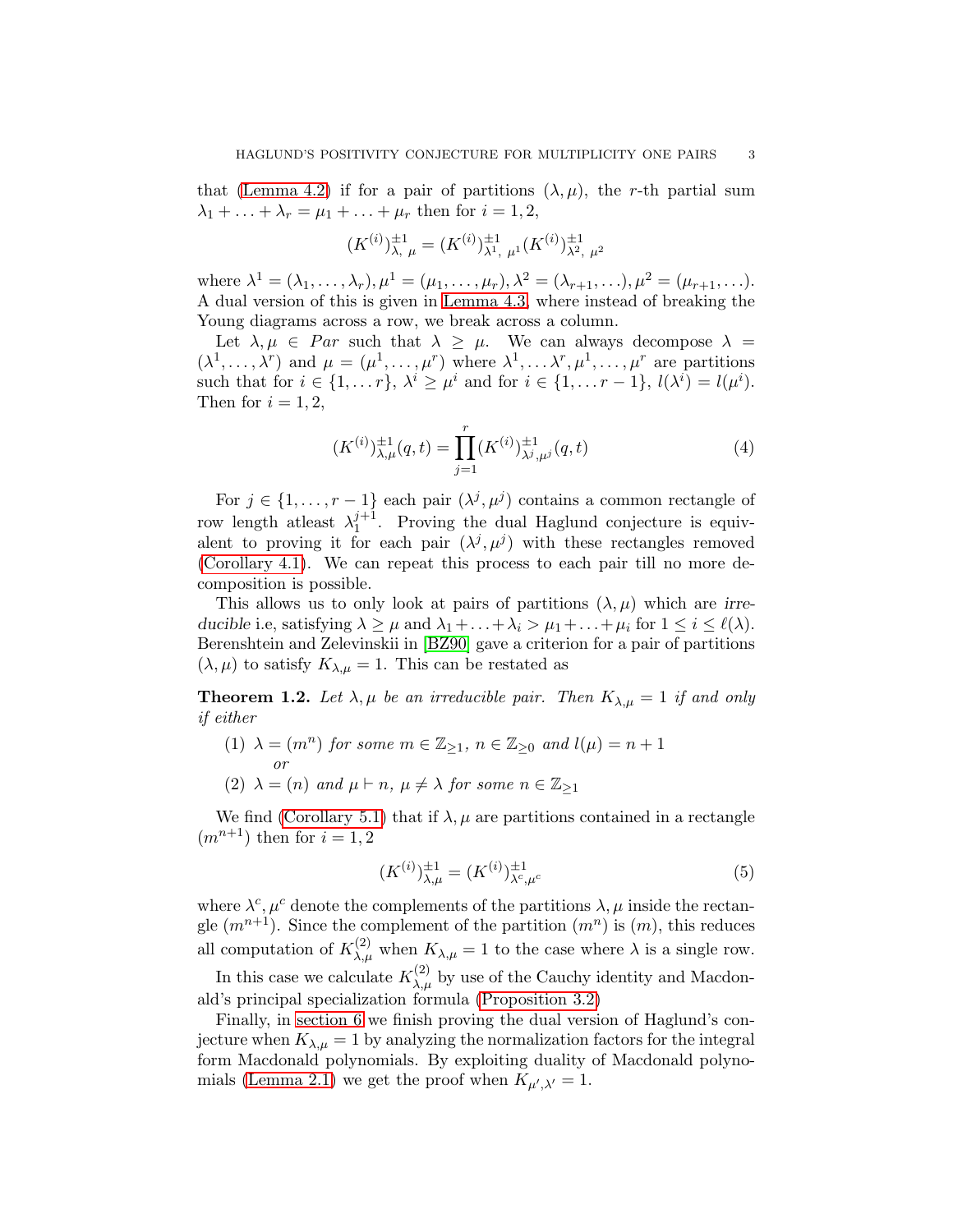that (Lemma 4.2) if for a pair of partitions $(\lambda, \mu)$, the $r$-th partial sum $\lambda_1 + \ldots + \lambda_r = \mu_1 + \ldots + \mu_r$ then for $i = 1, 2$,

$$(K^{(i)})^{\pm 1}_{\lambda,\ \mu} = (K^{(i)})^{\pm 1}_{\lambda^1,\ \mu^1}(K^{(i)})^{\pm 1}_{\lambda^2,\ \mu^2}$$

where $\lambda^1 = (\lambda_1, \ldots, \lambda_r), \mu^1 = (\mu_1, \ldots, \mu_r), \lambda^2 = (\lambda_{r+1}, \ldots), \mu^2 = (\mu_{r+1}, \ldots)$. A dual version of this is given in Lemma 4.3, where instead of breaking the Young diagrams across a row, we break across a column.

Let $\lambda, \mu \in Par$ such that $\lambda \geq \mu$. We can always decompose $\lambda = (\lambda^1, \ldots, \lambda^r)$ and $\mu = (\mu^1, \ldots, \mu^r)$ where $\lambda^1, \ldots \lambda^r, \mu^1, \ldots, \mu^r$ are partitions such that for $i \in \{1, \ldots r\}$, $\lambda^i \geq \mu^i$ and for $i \in \{1, \ldots r-1\}$, $l(\lambda^i) = l(\mu^i)$. Then for $i = 1, 2$,

$$(K^{(i)})^{\pm 1}_{\lambda,\mu}(q,t) = \prod_{j=1}^{r}(K^{(i)})^{\pm 1}_{\lambda^j,\mu^j}(q,t) \tag{4}$$

For $j \in \{1, \ldots, r-1\}$ each pair $(\lambda^j, \mu^j)$ contains a common rectangle of row length atleast $\lambda_1^{j+1}$. Proving the dual Haglund conjecture is equivalent to proving it for each pair $(\lambda^j, \mu^j)$ with these rectangles removed (Corollary 4.1). We can repeat this process to each pair till no more decomposition is possible.

This allows us to only look at pairs of partitions $(\lambda, \mu)$ which are *irreducible* i.e, satisfying $\lambda \geq \mu$ and $\lambda_1 + \ldots + \lambda_i > \mu_1 + \ldots + \mu_i$ for $1 \leq i \leq \ell(\lambda)$. Berenshtein and Zelevinskii in [BZ90] gave a criterion for a pair of partitions $(\lambda, \mu)$ to satisfy $K_{\lambda,\mu} = 1$. This can be restated as

**Theorem 1.2.** *Let $\lambda, \mu$ be an irreducible pair. Then $K_{\lambda,\mu} = 1$ if and only if either*

(1) *$\lambda = (m^n)$ for some $m \in \mathbb{Z}_{\geq 1}$, $n \in \mathbb{Z}_{\geq 0}$ and $l(\mu) = n + 1$*
*or*
(2) *$\lambda = (n)$ and $\mu \vdash n$, $\mu \neq \lambda$ for some $n \in \mathbb{Z}_{\geq 1}$*

We find (Corollary 5.1) that if $\lambda, \mu$ are partitions contained in a rectangle $(m^{n+1})$ then for $i = 1, 2$

$$(K^{(i)})^{\pm 1}_{\lambda,\mu} = (K^{(i)})^{\pm 1}_{\lambda^c,\mu^c} \tag{5}$$

where $\lambda^c, \mu^c$ denote the complements of the partitions $\lambda, \mu$ inside the rectangle $(m^{n+1})$. Since the complement of the partition $(m^n)$ is $(m)$, this reduces all computation of $K^{(2)}_{\lambda,\mu}$ when $K_{\lambda,\mu} = 1$ to the case where $\lambda$ is a single row.

In this case we calculate $K^{(2)}_{\lambda,\mu}$ by use of the Cauchy identity and Macdonald's principal specialization formula (Proposition 3.2)

Finally, in section 6 we finish proving the dual version of Haglund's conjecture when $K_{\lambda,\mu} = 1$ by analyzing the normalization factors for the integral form Macdonald polynomials. By exploiting duality of Macdonald polynomials (Lemma 2.1) we get the proof when $K_{\mu',\lambda'} = 1$.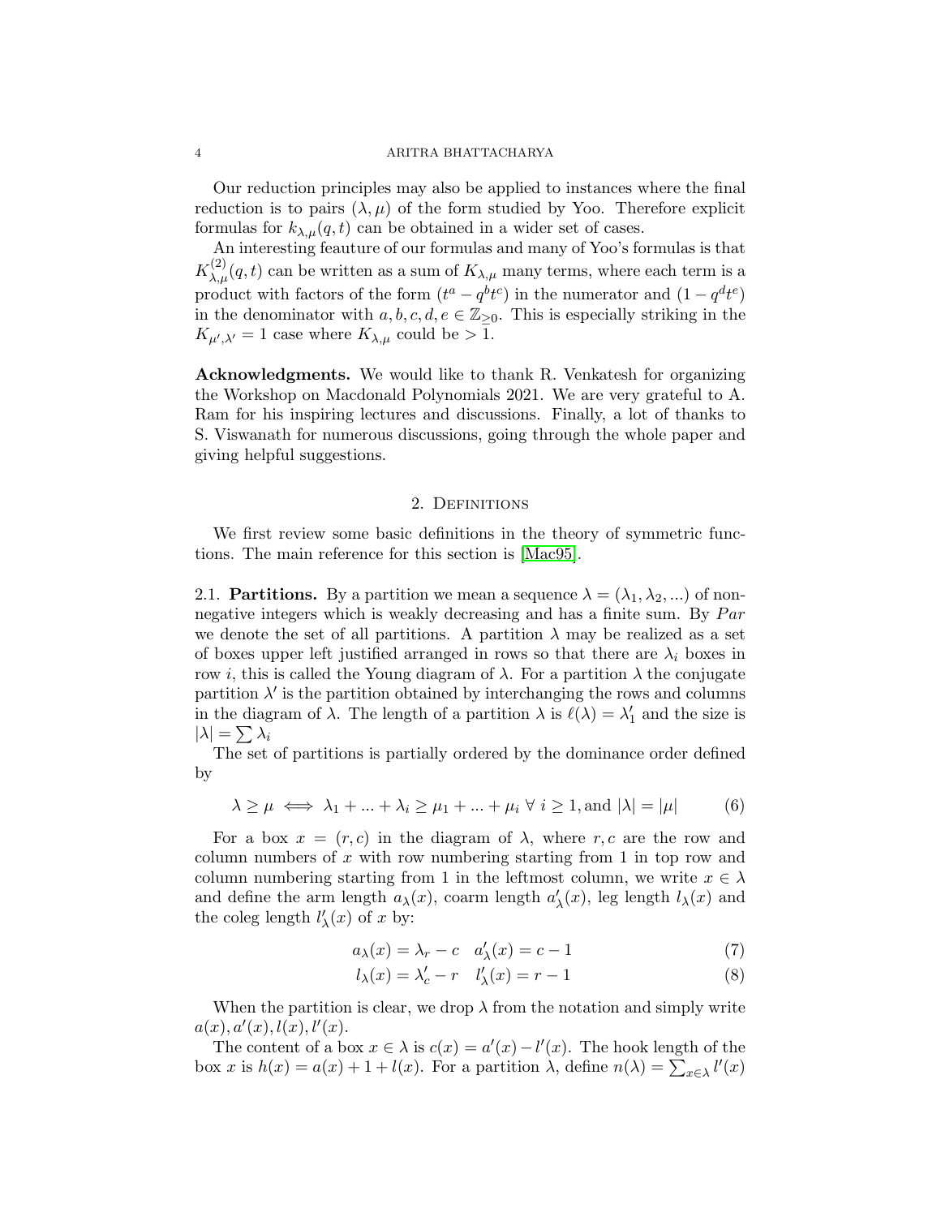Our reduction principles may also be applied to instances where the final reduction is to pairs $(\lambda, \mu)$ of the form studied by Yoo. Therefore explicit formulas for $k_{\lambda,\mu}(q,t)$ can be obtained in a wider set of cases.

An interesting feauture of our formulas and many of Yoo's formulas is that $K^{(2)}_{\lambda,\mu}(q,t)$ can be written as a sum of $K_{\lambda,\mu}$ many terms, where each term is a product with factors of the form $(t^a - q^b t^c)$ in the numerator and $(1 - q^d t^e)$ in the denominator with $a, b, c, d, e \in \mathbb{Z}_{\geq 0}$. This is especially striking in the $K_{\mu',\lambda'} = 1$ case where $K_{\lambda,\mu}$ could be $> 1$.

**Acknowledgments.** We would like to thank R. Venkatesh for organizing the Workshop on Macdonald Polynomials 2021. We are very grateful to A. Ram for his inspiring lectures and discussions. Finally, a lot of thanks to S. Viswanath for numerous discussions, going through the whole paper and giving helpful suggestions.

## 2. Definitions

We first review some basic definitions in the theory of symmetric functions. The main reference for this section is [Mac95].

### 2.1. Partitions.

By a partition we mean a sequence $\lambda = (\lambda_1, \lambda_2, ...)$ of non-negative integers which is weakly decreasing and has a finite sum. By $Par$ we denote the set of all partitions. A partition $\lambda$ may be realized as a set of boxes upper left justified arranged in rows so that there are $\lambda_i$ boxes in row $i$, this is called the Young diagram of $\lambda$. For a partition $\lambda$ the conjugate partition $\lambda'$ is the partition obtained by interchanging the rows and columns in the diagram of $\lambda$. The length of a partition $\lambda$ is $\ell(\lambda) = \lambda'_1$ and the size is $|\lambda| = \sum \lambda_i$

The set of partitions is partially ordered by the dominance order defined by

$$\lambda \geq \mu \iff \lambda_1 + ... + \lambda_i \geq \mu_1 + ... + \mu_i \;\forall\; i \geq 1, \text{and } |\lambda| = |\mu| \tag{6}$$

For a box $x = (r, c)$ in the diagram of $\lambda$, where $r, c$ are the row and column numbers of $x$ with row numbering starting from 1 in top row and column numbering starting from 1 in the leftmost column, we write $x \in \lambda$ and define the arm length $a_\lambda(x)$, coarm length $a'_\lambda(x)$, leg length $l_\lambda(x)$ and the coleg length $l'_\lambda(x)$ of $x$ by:

$$a_\lambda(x) = \lambda_r - c \quad a'_\lambda(x) = c - 1 \tag{7}$$

$$l_\lambda(x) = \lambda'_c - r \quad l'_\lambda(x) = r - 1 \tag{8}$$

When the partition is clear, we drop $\lambda$ from the notation and simply write $a(x), a'(x), l(x), l'(x)$.

The content of a box $x \in \lambda$ is $c(x) = a'(x) - l'(x)$. The hook length of the box $x$ is $h(x) = a(x) + 1 + l(x)$. For a partition $\lambda$, define $n(\lambda) = \sum_{x \in \lambda} l'(x)$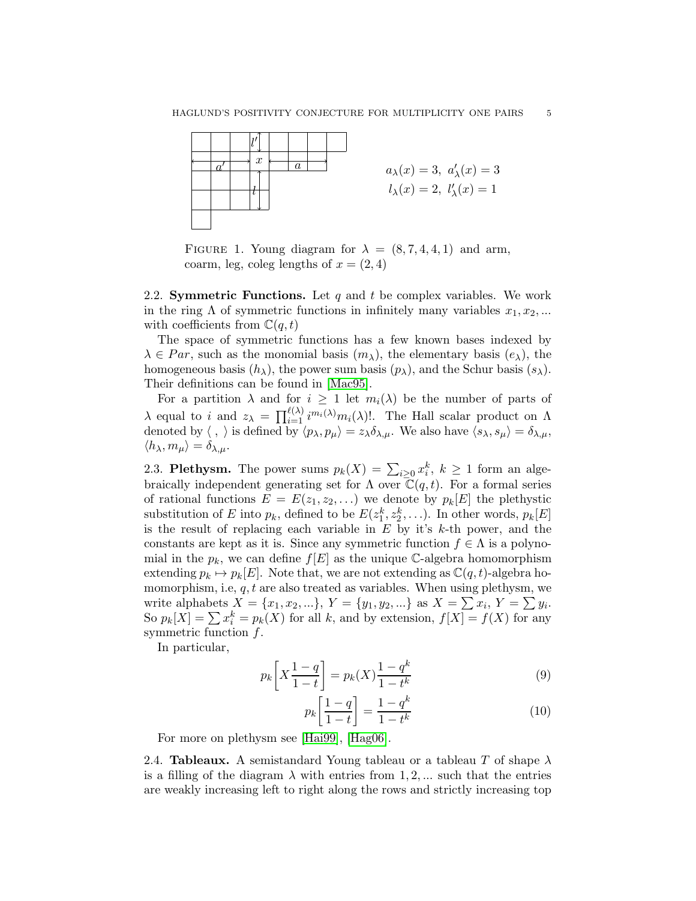$a_\lambda(x) = 3,\ a'_\lambda(x) = 3$

$l_\lambda(x) = 2,\ l'_\lambda(x) = 1$

Figure 1. Young diagram for $\lambda = (8, 7, 4, 4, 1)$ and arm, coarm, leg, coleg lengths of $x = (2, 4)$

**2.2. Symmetric Functions.** Let $q$ and $t$ be complex variables. We work in the ring $\Lambda$ of symmetric functions in infinitely many variables $x_1, x_2, ...$ with coefficients from $\mathbb{C}(q, t)$

The space of symmetric functions has a few known bases indexed by $\lambda \in Par$, such as the monomial basis $(m_\lambda)$, the elementary basis $(e_\lambda)$, the homogeneous basis $(h_\lambda)$, the power sum basis $(p_\lambda)$, and the Schur basis $(s_\lambda)$. Their definitions can be found in [Mac95].

For a partition $\lambda$ and for $i \geq 1$ let $m_i(\lambda)$ be the number of parts of $\lambda$ equal to $i$ and $z_\lambda = \prod_{i=1}^{\ell(\lambda)} i^{m_i(\lambda)} m_i(\lambda)!$. The Hall scalar product on $\Lambda$ denoted by $\langle\ ,\ \rangle$ is defined by $\langle p_\lambda, p_\mu \rangle = z_\lambda \delta_{\lambda,\mu}$. We also have $\langle s_\lambda, s_\mu \rangle = \delta_{\lambda,\mu}$, $\langle h_\lambda, m_\mu \rangle = \delta_{\lambda,\mu}$.

**2.3. Plethysm.** The power sums $p_k(X) = \sum_{i \geq 0} x_i^k$, $k \geq 1$ form an algebraically independent generating set for $\Lambda$ over $\mathbb{C}(q, t)$. For a formal series of rational functions $E = E(z_1, z_2, \ldots)$ we denote by $p_k[E]$ the plethystic substitution of $E$ into $p_k$, defined to be $E(z_1^k, z_2^k, \ldots)$. In other words, $p_k[E]$ is the result of replacing each variable in $E$ by it's $k$-th power, and the constants are kept as it is. Since any symmetric function $f \in \Lambda$ is a polynomial in the $p_k$, we can define $f[E]$ as the unique $\mathbb{C}$-algebra homomorphism extending $p_k \mapsto p_k[E]$. Note that, we are not extending as $\mathbb{C}(q, t)$-algebra homomorphism, i.e, $q, t$ are also treated as variables. When using plethysm, we write alphabets $X = \{x_1, x_2, ...\}$, $Y = \{y_1, y_2, ...\}$ as $X = \sum x_i$, $Y = \sum y_i$. So $p_k[X] = \sum x_i^k = p_k(X)$ for all $k$, and by extension, $f[X] = f(X)$ for any symmetric function $f$.

In particular,

$$p_k\left[X\frac{1-q}{1-t}\right] = p_k(X)\frac{1-q^k}{1-t^k} \tag{9}$$

$$p_k\left[\frac{1-q}{1-t}\right] = \frac{1-q^k}{1-t^k} \tag{10}$$

For more on plethysm see [Hai99], [Hag06].

**2.4. Tableaux.** A semistandard Young tableau or a tableau $T$ of shape $\lambda$ is a filling of the diagram $\lambda$ with entries from $1, 2, ...$ such that the entries are weakly increasing left to right along the rows and strictly increasing top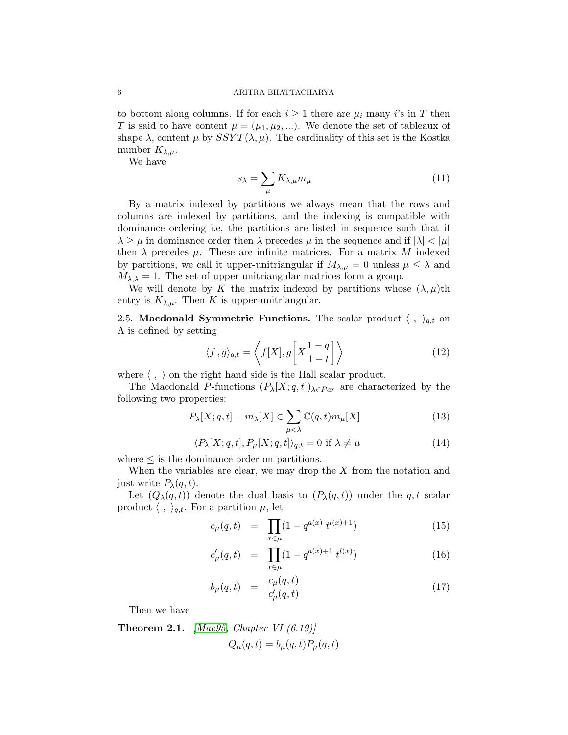to bottom along columns. If for each $i \geq 1$ there are $\mu_i$ many $i$'s in $T$ then $T$ is said to have content $\mu = (\mu_1, \mu_2, ...)$. We denote the set of tableaux of shape $\lambda$, content $\mu$ by $SSYT(\lambda, \mu)$. The cardinality of this set is the Kostka number $K_{\lambda,\mu}$.

We have

$$s_\lambda = \sum_\mu K_{\lambda,\mu} m_\mu \tag{11}$$

By a matrix indexed by partitions we always mean that the rows and columns are indexed by partitions, and the indexing is compatible with dominance ordering i.e, the partitions are listed in sequence such that if $\lambda \geq \mu$ in dominance order then $\lambda$ precedes $\mu$ in the sequence and if $|\lambda| < |\mu|$ then $\lambda$ precedes $\mu$. These are infinite matrices. For a matrix $M$ indexed by partitions, we call it upper-unitriangular if $M_{\lambda,\mu} = 0$ unless $\mu \leq \lambda$ and $M_{\lambda,\lambda} = 1$. The set of upper unitriangular matrices form a group.

We will denote by $K$ the matrix indexed by partitions whose $(\lambda, \mu)$th entry is $K_{\lambda,\mu}$. Then $K$ is upper-unitriangular.

## 2.5. Macdonald Symmetric Functions.

The scalar product $\langle\ ,\ \rangle_{q,t}$ on $\Lambda$ is defined by setting

$$\langle f\, , g\rangle_{q,t} = \left\langle f[X], g\left[X\frac{1-q}{1-t}\right]\right\rangle \tag{12}$$

where $\langle\ ,\ \rangle$ on the right hand side is the Hall scalar product.

The Macdonald $P$-functions $(P_\lambda[X;q,t])_{\lambda\in Par}$ are characterized by the following two properties:

$$P_\lambda[X;q,t] - m_\lambda[X] \in \sum_{\mu<\lambda} \mathbb{C}(q,t) m_\mu[X] \tag{13}$$

$$\langle P_\lambda[X;q,t], P_\mu[X;q,t]\rangle_{q,t} = 0 \text{ if } \lambda \neq \mu \tag{14}$$

where $\leq$ is the dominance order on partitions.

When the variables are clear, we may drop the $X$ from the notation and just write $P_\lambda(q,t)$.

Let $(Q_\lambda(q,t))$ denote the dual basis to $(P_\lambda(q,t))$ under the $q,t$ scalar product $\langle\ ,\ \rangle_{q,t}$. For a partition $\mu$, let

$$c_\mu(q,t) = \prod_{x\in\mu}(1 - q^{a(x)}\, t^{l(x)+1}) \tag{15}$$

$$c'_\mu(q,t) = \prod_{x\in\mu}(1 - q^{a(x)+1}\, t^{l(x)}) \tag{16}$$

$$b_\mu(q,t) = \frac{c_\mu(q,t)}{c'_\mu(q,t)} \tag{17}$$

Then we have

**Theorem 2.1.** *[Mac95, Chapter VI (6.19)]*

$$Q_\mu(q,t) = b_\mu(q,t) P_\mu(q,t)$$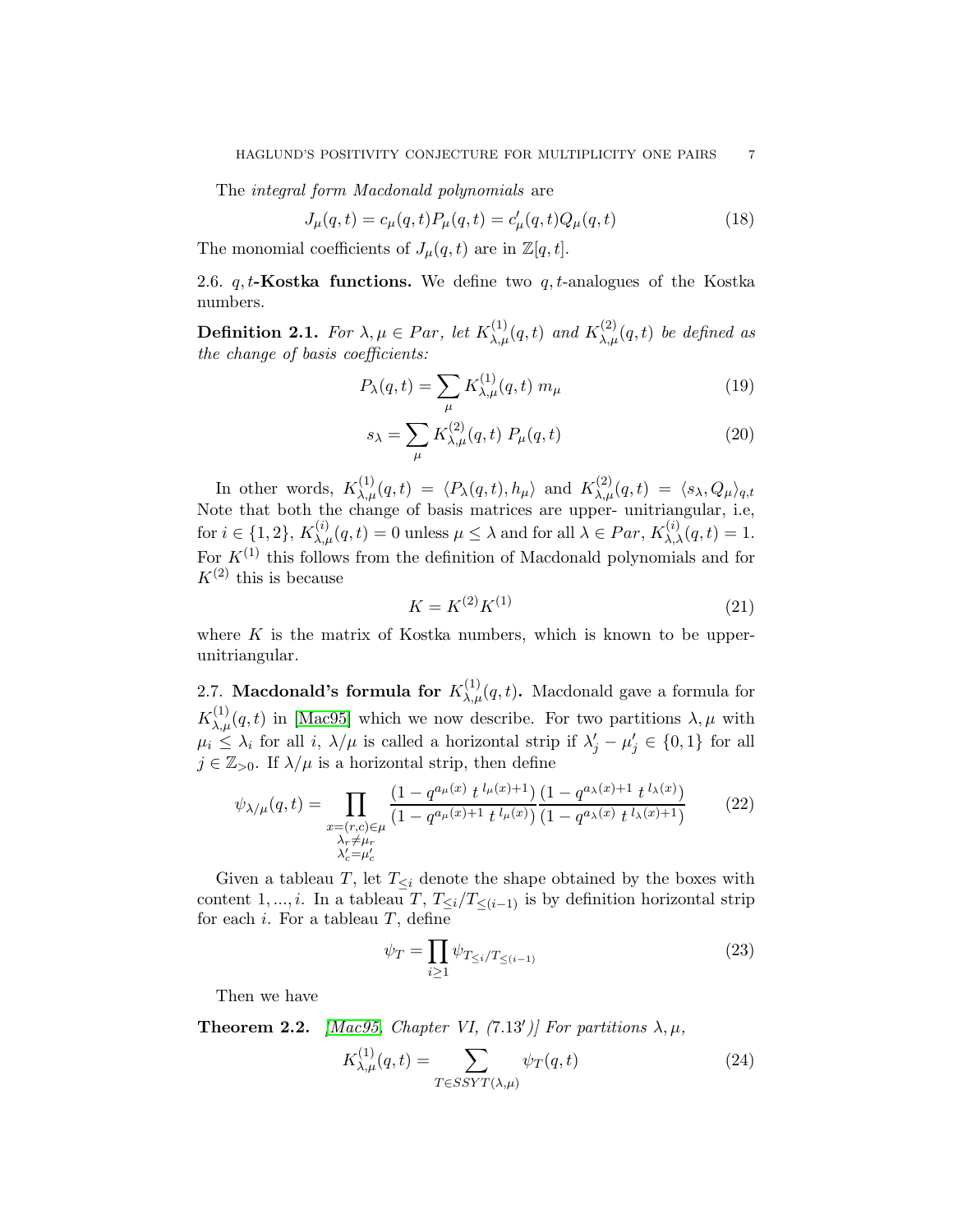The *integral form Macdonald polynomials* are

$$J_\mu(q,t) = c_\mu(q,t)P_\mu(q,t) = c'_\mu(q,t)Q_\mu(q,t) \tag{18}$$

The monomial coefficients of $J_\mu(q,t)$ are in $\mathbb{Z}[q,t]$.

### 2.6. $q,t$-Kostka functions.

We define two $q,t$-analogues of the Kostka numbers.

**Definition 2.1.** *For $\lambda, \mu \in Par$, let $K^{(1)}_{\lambda,\mu}(q,t)$ and $K^{(2)}_{\lambda,\mu}(q,t)$ be defined as the change of basis coefficients:*

$$P_\lambda(q,t) = \sum_\mu K^{(1)}_{\lambda,\mu}(q,t)\; m_\mu \tag{19}$$

$$s_\lambda = \sum_\mu K^{(2)}_{\lambda,\mu}(q,t)\; P_\mu(q,t) \tag{20}$$

In other words, $K^{(1)}_{\lambda,\mu}(q,t) = \langle P_\lambda(q,t), h_\mu\rangle$ and $K^{(2)}_{\lambda,\mu}(q,t) = \langle s_\lambda, Q_\mu\rangle_{q,t}$ Note that both the change of basis matrices are upper- unitriangular, i.e, for $i \in \{1,2\}$, $K^{(i)}_{\lambda,\mu}(q,t) = 0$ unless $\mu \leq \lambda$ and for all $\lambda \in Par$, $K^{(i)}_{\lambda,\lambda}(q,t) = 1$. For $K^{(1)}$ this follows from the definition of Macdonald polynomials and for $K^{(2)}$ this is because

$$K = K^{(2)}K^{(1)} \tag{21}$$

where $K$ is the matrix of Kostka numbers, which is known to be upper-unitriangular.

### 2.7. Macdonald's formula for $K^{(1)}_{\lambda,\mu}(q,t)$.

Macdonald gave a formula for $K^{(1)}_{\lambda,\mu}(q,t)$ in [Mac95] which we now describe. For two partitions $\lambda, \mu$ with $\mu_i \leq \lambda_i$ for all $i$, $\lambda/\mu$ is called a horizontal strip if $\lambda'_j - \mu'_j \in \{0,1\}$ for all $j \in \mathbb{Z}_{>0}$. If $\lambda/\mu$ is a horizontal strip, then define

$$\psi_{\lambda/\mu}(q,t) = \prod_{\substack{x=(r,c)\in\mu \\ \lambda_r \neq \mu_r \\ \lambda'_c = \mu'_c}} \frac{(1-q^{a_\mu(x)}\, t^{\,l_\mu(x)+1})}{(1-q^{a_\mu(x)+1}\, t^{\,l_\mu(x)})} \frac{(1-q^{a_\lambda(x)+1}\, t^{\,l_\lambda(x)})}{(1-q^{a_\lambda(x)}\, t^{\,l_\lambda(x)+1})} \tag{22}$$

Given a tableau $T$, let $T_{\leq i}$ denote the shape obtained by the boxes with content $1,\ldots,i$. In a tableau $T$, $T_{\leq i}/T_{\leq (i-1)}$ is by definition horizontal strip for each $i$. For a tableau $T$, define

$$\psi_T = \prod_{i\geq 1} \psi_{T_{\leq i}/T_{\leq (i-1)}} \tag{23}$$

Then we have

**Theorem 2.2.** *[Mac95, Chapter VI, (7.13′)] For partitions $\lambda, \mu$,*

$$K^{(1)}_{\lambda,\mu}(q,t) = \sum_{T\in SSYT(\lambda,\mu)} \psi_T(q,t) \tag{24}$$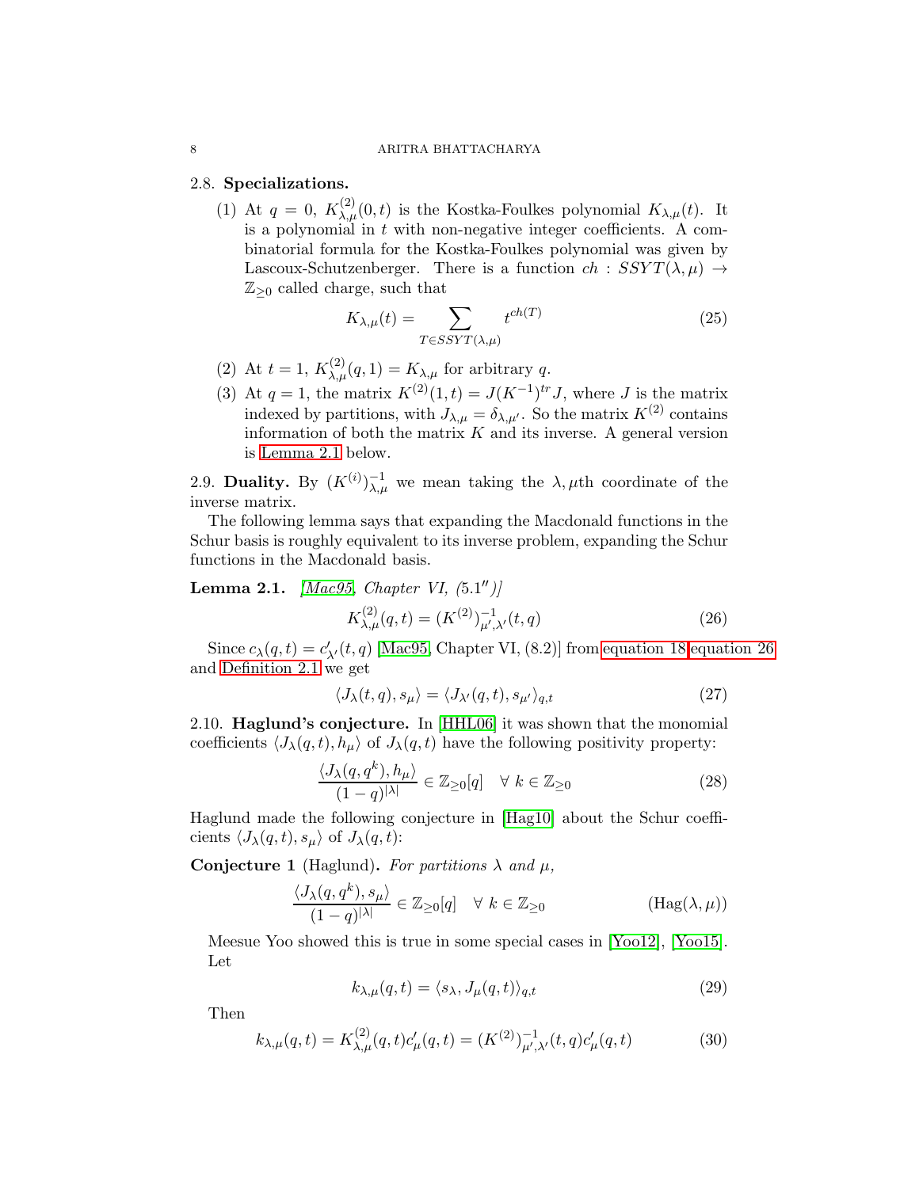### 2.8. **Specializations.**

(1) At $q = 0$, $K^{(2)}_{\lambda,\mu}(0,t)$ is the Kostka-Foulkes polynomial $K_{\lambda,\mu}(t)$. It is a polynomial in $t$ with non-negative integer coefficients. A combinatorial formula for the Kostka-Foulkes polynomial was given by Lascoux-Schutzenberger. There is a function $ch : SSYT(\lambda,\mu) \to \mathbb{Z}_{\geq 0}$ called charge, such that

$$K_{\lambda,\mu}(t) = \sum_{T \in SSYT(\lambda,\mu)} t^{ch(T)} \tag{25}$$

(2) At $t = 1$, $K^{(2)}_{\lambda,\mu}(q,1) = K_{\lambda,\mu}$ for arbitrary $q$.

(3) At $q = 1$, the matrix $K^{(2)}(1,t) = J(K^{-1})^{tr}J$, where $J$ is the matrix indexed by partitions, with $J_{\lambda,\mu} = \delta_{\lambda,\mu'}$. So the matrix $K^{(2)}$ contains information of both the matrix $K$ and its inverse. A general version is Lemma 2.1 below.

### 2.9. **Duality.**

By $(K^{(i)})^{-1}_{\lambda,\mu}$ we mean taking the $\lambda,\mu$th coordinate of the inverse matrix.

The following lemma says that expanding the Macdonald functions in the Schur basis is roughly equivalent to its inverse problem, expanding the Schur functions in the Macdonald basis.

**Lemma 2.1.** *[Mac95, Chapter VI, (5.1″)]*

$$K^{(2)}_{\lambda,\mu}(q,t) = (K^{(2)})^{-1}_{\mu',\lambda'}(t,q) \tag{26}$$

Since $c_\lambda(q,t) = c'_{\lambda'}(t,q)$ [Mac95, Chapter VI, (8.2)] from equation 18 equation 26 and Definition 2.1 we get

$$\langle J_\lambda(t,q), s_\mu \rangle = \langle J_{\lambda'}(q,t), s_{\mu'} \rangle_{q,t} \tag{27}$$

### 2.10. **Haglund's conjecture.**

In [HHL06] it was shown that the monomial coefficients $\langle J_\lambda(q,t), h_\mu \rangle$ of $J_\lambda(q,t)$ have the following positivity property:

$$\frac{\langle J_\lambda(q,q^k), h_\mu \rangle}{(1-q)^{|\lambda|}} \in \mathbb{Z}_{\geq 0}[q] \quad \forall\ k \in \mathbb{Z}_{\geq 0} \tag{28}$$

Haglund made the following conjecture in [Hag10] about the Schur coefficients $\langle J_\lambda(q,t), s_\mu \rangle$ of $J_\lambda(q,t)$:

**Conjecture 1** (Haglund)**.** *For partitions $\lambda$ and $\mu$,*

$$\frac{\langle J_\lambda(q,q^k), s_\mu \rangle}{(1-q)^{|\lambda|}} \in \mathbb{Z}_{\geq 0}[q] \quad \forall\ k \in \mathbb{Z}_{\geq 0} \tag{Hag($\lambda,\mu$)}$$

Meesue Yoo showed this is true in some special cases in [Yoo12], [Yoo15]. Let

$$k_{\lambda,\mu}(q,t) = \langle s_\lambda, J_\mu(q,t) \rangle_{q,t} \tag{29}$$

Then

$$k_{\lambda,\mu}(q,t) = K^{(2)}_{\lambda,\mu}(q,t)c'_\mu(q,t) = (K^{(2)})^{-1}_{\mu',\lambda'}(t,q)c'_\mu(q,t) \tag{30}$$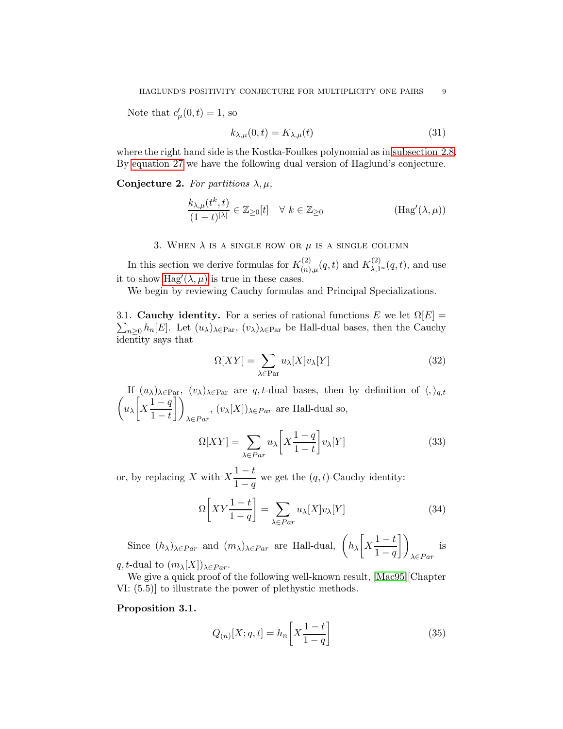Note that $c'_\mu(0,t) = 1$, so

$$k_{\lambda,\mu}(0,t) = K_{\lambda,\mu}(t) \tag{31}$$

where the right hand side is the Kostka-Foulkes polynomial as in subsection 2.8. By equation 27 we have the following dual version of Haglund's conjecture.

**Conjecture 2.** *For partitions $\lambda, \mu$,*

$$\frac{k_{\lambda,\mu}(t^k,t)}{(1-t)^{|\lambda|}} \in \mathbb{Z}_{\geq 0}[t] \quad \forall\ k \in \mathbb{Z}_{\geq 0} \tag{$\mathrm{Hag}'(\lambda,\mu)$}$$

## 3. When $\lambda$ is a single row or $\mu$ is a single column

In this section we derive formulas for $K^{(2)}_{(n),\mu}(q,t)$ and $K^{(2)}_{\lambda,1^n}(q,t)$, and use it to show $\mathrm{Hag}'(\lambda,\mu)$ is true in these cases.

We begin by reviewing Cauchy formulas and Principal Specializations.

3.1. **Cauchy identity.** For a series of rational functions $E$ we let $\Omega[E] = \sum_{n\geq 0} h_n[E]$. Let $(u_\lambda)_{\lambda\in\mathrm{Par}}$, $(v_\lambda)_{\lambda\in\mathrm{Par}}$ be Hall-dual bases, then the Cauchy identity says that

$$\Omega[XY] = \sum_{\lambda\in\mathrm{Par}} u_\lambda[X]v_\lambda[Y] \tag{32}$$

If $(u_\lambda)_{\lambda\in\mathrm{Par}}$, $(v_\lambda)_{\lambda\in\mathrm{Par}}$ are $q,t$-dual bases, then by definition of $\langle,\rangle_{q,t}$ $\left(u_\lambda\left[X\frac{1-q}{1-t}\right]\right)_{\lambda\in Par}$, $(v_\lambda[X])_{\lambda\in Par}$ are Hall-dual so,

$$\Omega[XY] = \sum_{\lambda\in Par} u_\lambda\left[X\frac{1-q}{1-t}\right]v_\lambda[Y] \tag{33}$$

or, by replacing $X$ with $X\frac{1-t}{1-q}$ we get the $(q,t)$-Cauchy identity:

$$\Omega\left[XY\frac{1-t}{1-q}\right] = \sum_{\lambda\in Par} u_\lambda[X]v_\lambda[Y] \tag{34}$$

Since $(h_\lambda)_{\lambda\in Par}$ and $(m_\lambda)_{\lambda\in Par}$ are Hall-dual, $\left(h_\lambda\left[X\frac{1-t}{1-q}\right]\right)_{\lambda\in Par}$ is $q,t$-dual to $(m_\lambda[X])_{\lambda\in Par}$.

We give a quick proof of the following well-known result, [Mac95][Chapter VI: (5.5)] to illustrate the power of plethystic methods.

**Proposition 3.1.**

$$Q_{(n)}[X;q,t] = h_n\left[X\frac{1-t}{1-q}\right] \tag{35}$$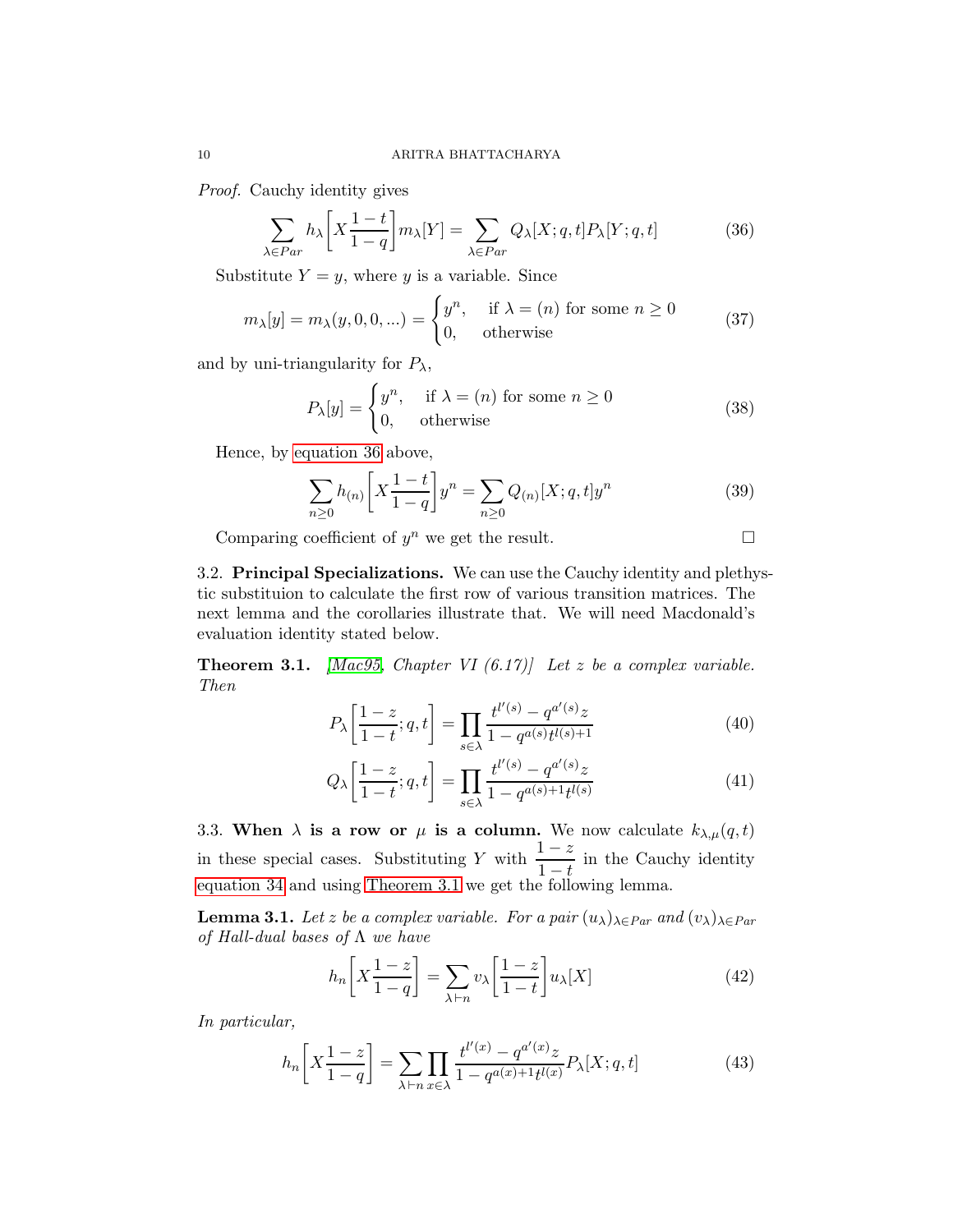*Proof.* Cauchy identity gives

$$\sum_{\lambda \in Par} h_\lambda\left[X\frac{1-t}{1-q}\right] m_\lambda[Y] = \sum_{\lambda \in Par} Q_\lambda[X;q,t] P_\lambda[Y;q,t] \tag{36}$$

Substitute $Y = y$, where $y$ is a variable. Since

$$m_\lambda[y] = m_\lambda(y,0,0,...) = \begin{cases} y^n, & \text{if } \lambda = (n) \text{ for some } n \geq 0 \\ 0, & \text{otherwise} \end{cases} \tag{37}$$

and by uni-triangularity for $P_\lambda$,

$$P_\lambda[y] = \begin{cases} y^n, & \text{if } \lambda = (n) \text{ for some } n \geq 0 \\ 0, & \text{otherwise} \end{cases} \tag{38}$$

Hence, by equation 36 above,

$$\sum_{n \geq 0} h_{(n)}\left[X\frac{1-t}{1-q}\right] y^n = \sum_{n \geq 0} Q_{(n)}[X;q,t] y^n \tag{39}$$

Comparing coefficient of $y^n$ we get the result. $\square$

3.2. **Principal Specializations.** We can use the Cauchy identity and plethystic substituion to calculate the first row of various transition matrices. The next lemma and the corollaries illustrate that. We will need Macdonald's evaluation identity stated below.

**Theorem 3.1.** *[Mac95, Chapter VI (6.17)] Let $z$ be a complex variable. Then*

$$P_\lambda\left[\frac{1-z}{1-t};q,t\right] = \prod_{s \in \lambda} \frac{t^{l'(s)} - q^{a'(s)} z}{1 - q^{a(s)} t^{l(s)+1}} \tag{40}$$

$$Q_\lambda\left[\frac{1-z}{1-t};q,t\right] = \prod_{s \in \lambda} \frac{t^{l'(s)} - q^{a'(s)} z}{1 - q^{a(s)+1} t^{l(s)}} \tag{41}$$

3.3. **When $\lambda$ is a row or $\mu$ is a column.** We now calculate $k_{\lambda,\mu}(q,t)$ in these special cases. Substituting $Y$ with $\dfrac{1-z}{1-t}$ in the Cauchy identity equation 34 and using Theorem 3.1 we get the following lemma.

**Lemma 3.1.** *Let $z$ be a complex variable. For a pair $(u_\lambda)_{\lambda \in Par}$ and $(v_\lambda)_{\lambda \in Par}$ of Hall-dual bases of $\Lambda$ we have*

$$h_n\left[X\frac{1-z}{1-q}\right] = \sum_{\lambda \vdash n} v_\lambda\left[\frac{1-z}{1-t}\right] u_\lambda[X] \tag{42}$$

*In particular,*

$$h_n\left[X\frac{1-z}{1-q}\right] = \sum_{\lambda \vdash n} \prod_{x \in \lambda} \frac{t^{l'(x)} - q^{a'(x)} z}{1 - q^{a(x)+1} t^{l(x)}} P_\lambda[X;q,t] \tag{43}$$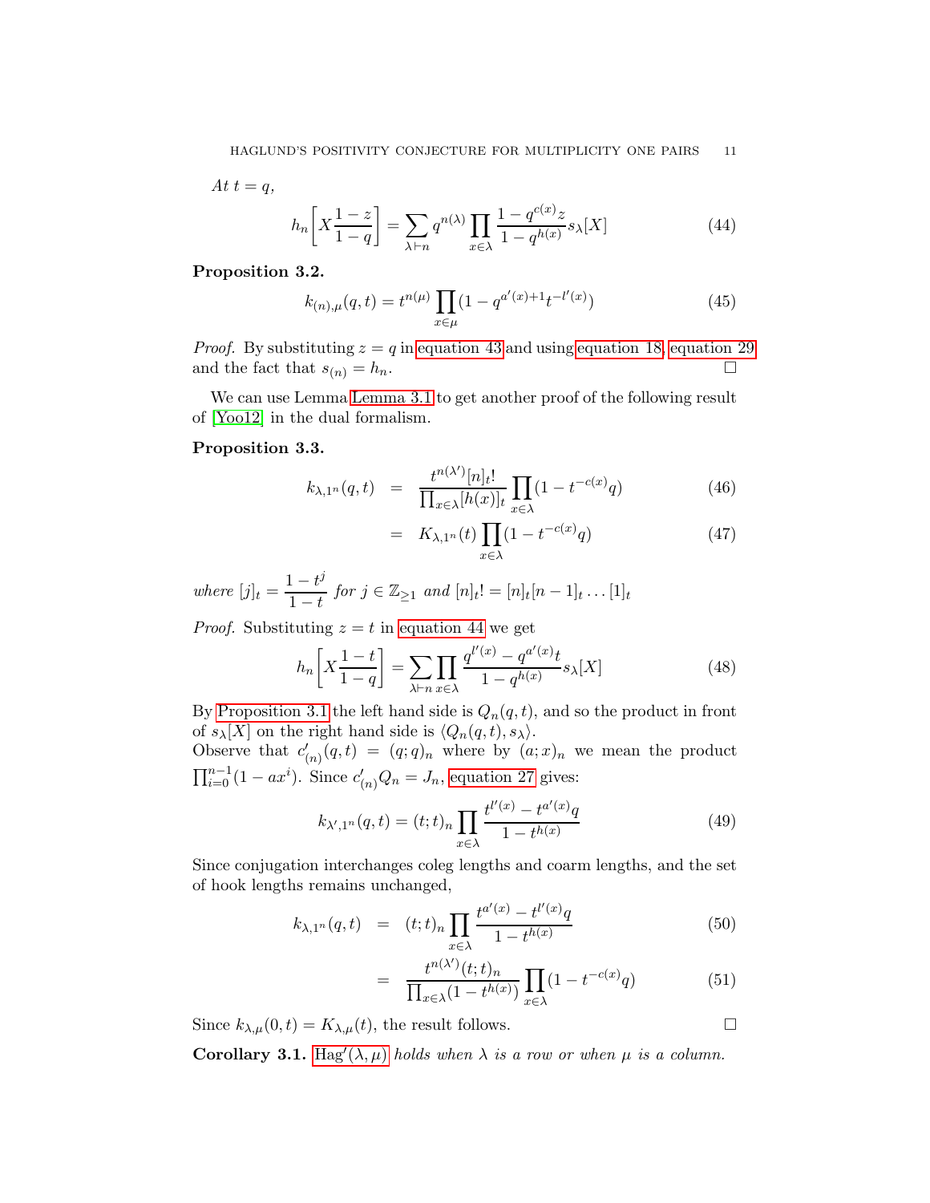*At $t = q$,*

$$h_n\left[X\frac{1-z}{1-q}\right] = \sum_{\lambda\vdash n} q^{n(\lambda)} \prod_{x\in\lambda} \frac{1-q^{c(x)}z}{1-q^{h(x)}} s_\lambda[X] \tag{44}$$

**Proposition 3.2.**

$$k_{(n),\mu}(q,t) = t^{n(\mu)} \prod_{x\in\mu}(1-q^{a'(x)+1}t^{-l'(x)}) \tag{45}$$

*Proof.* By substituting $z = q$ in equation 43 and using equation 18, equation 29 and the fact that $s_{(n)} = h_n$. □

We can use Lemma Lemma 3.1 to get another proof of the following result of [Yoo12] in the dual formalism.

**Proposition 3.3.**

$$\begin{aligned} k_{\lambda,1^n}(q,t) &= \frac{t^{n(\lambda')}[n]_t!}{\prod_{x\in\lambda}[h(x)]_t} \prod_{x\in\lambda}(1-t^{-c(x)}q) &(46)\\ &= K_{\lambda,1^n}(t)\prod_{x\in\lambda}(1-t^{-c(x)}q) &(47)\end{aligned}$$

*where* $[j]_t = \dfrac{1-t^j}{1-t}$ *for* $j \in \mathbb{Z}_{\geq 1}$ *and* $[n]_t! = [n]_t[n-1]_t \ldots [1]_t$

*Proof.* Substituting $z = t$ in equation 44 we get

$$h_n\left[X\frac{1-t}{1-q}\right] = \sum_{\lambda\vdash n}\prod_{x\in\lambda}\frac{q^{l'(x)}-q^{a'(x)}t}{1-q^{h(x)}} s_\lambda[X] \tag{48}$$

By Proposition 3.1 the left hand side is $Q_n(q,t)$, and so the product in front of $s_\lambda[X]$ on the right hand side is $\langle Q_n(q,t), s_\lambda\rangle$.
Observe that $c'_{(n)}(q,t) = (q;q)_n$ where by $(a;x)_n$ we mean the product $\prod_{i=0}^{n-1}(1-ax^i)$. Since $c'_{(n)}Q_n = J_n$, equation 27 gives:

$$k_{\lambda',1^n}(q,t) = (t;t)_n \prod_{x\in\lambda}\frac{t^{l'(x)}-t^{a'(x)}q}{1-t^{h(x)}} \tag{49}$$

Since conjugation interchanges coleg lengths and coarm lengths, and the set of hook lengths remains unchanged,

$$\begin{aligned} k_{\lambda,1^n}(q,t) &= (t;t)_n \prod_{x\in\lambda}\frac{t^{a'(x)}-t^{l'(x)}q}{1-t^{h(x)}} &(50)\\ &= \frac{t^{n(\lambda')}(t;t)_n}{\prod_{x\in\lambda}(1-t^{h(x)})}\prod_{x\in\lambda}(1-t^{-c(x)}q) &(51)\end{aligned}$$

Since $k_{\lambda,\mu}(0,t) = K_{\lambda,\mu}(t)$, the result follows. □

**Corollary 3.1.** $\mathrm{Hag}'(\lambda,\mu)$ *holds when $\lambda$ is a row or when $\mu$ is a column.*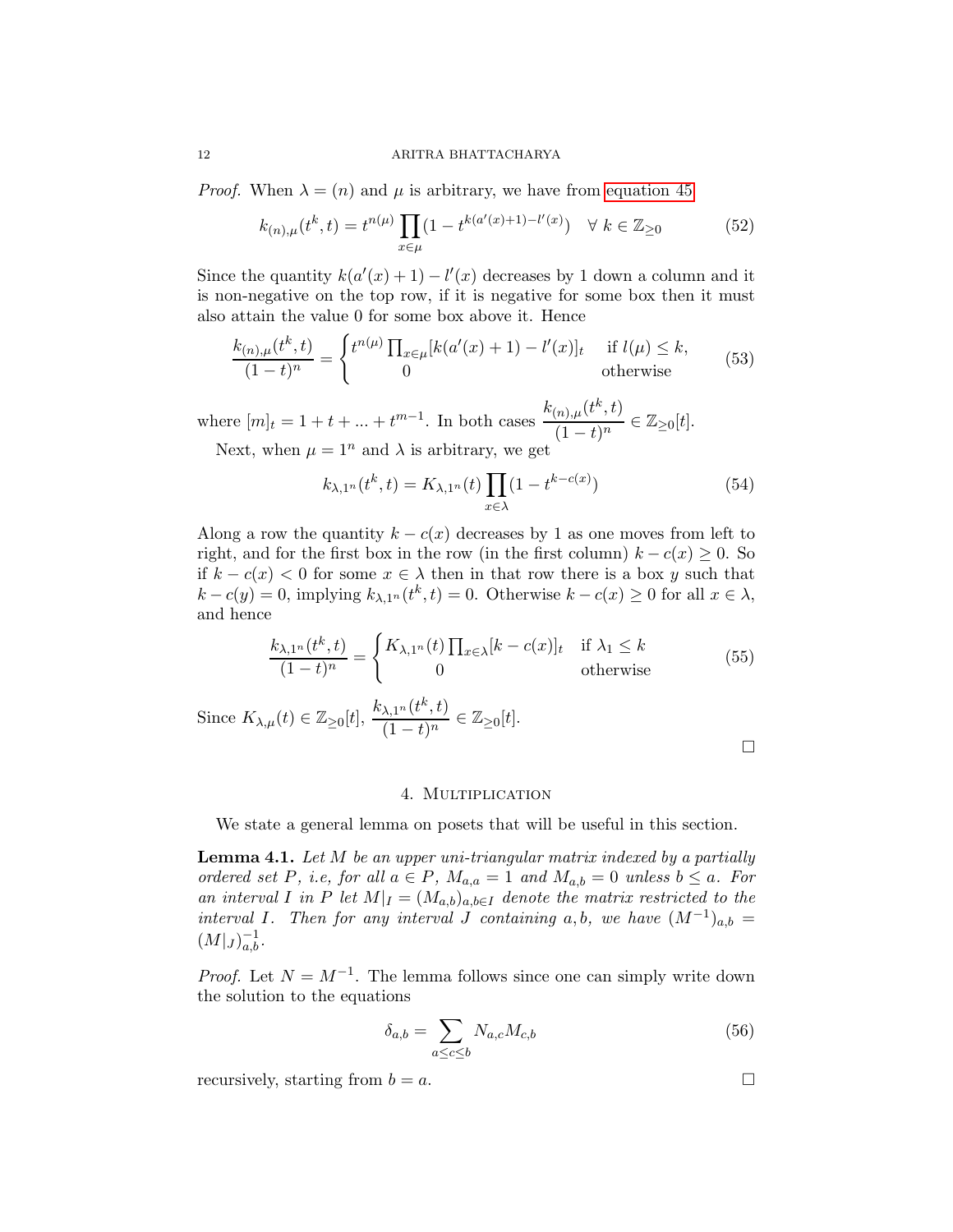*Proof.* When $\lambda = (n)$ and $\mu$ is arbitrary, we have from equation 45

$$k_{(n),\mu}(t^k, t) = t^{n(\mu)} \prod_{x \in \mu} (1 - t^{k(a'(x)+1) - l'(x)}) \quad \forall\ k \in \mathbb{Z}_{\geq 0} \tag{52}$$

Since the quantity $k(a'(x)+1) - l'(x)$ decreases by 1 down a column and it is non-negative on the top row, if it is negative for some box then it must also attain the value 0 for some box above it. Hence

$$\frac{k_{(n),\mu}(t^k, t)}{(1-t)^n} = \begin{cases} t^{n(\mu)} \prod_{x \in \mu} [k(a'(x)+1) - l'(x)]_t & \text{if } l(\mu) \leq k, \\ 0 & \text{otherwise} \end{cases} \tag{53}$$

where $[m]_t = 1 + t + ... + t^{m-1}$. In both cases $\dfrac{k_{(n),\mu}(t^k, t)}{(1-t)^n} \in \mathbb{Z}_{\geq 0}[t]$.

Next, when $\mu = 1^n$ and $\lambda$ is arbitrary, we get

$$k_{\lambda, 1^n}(t^k, t) = K_{\lambda, 1^n}(t) \prod_{x \in \lambda} (1 - t^{k - c(x)}) \tag{54}$$

Along a row the quantity $k - c(x)$ decreases by 1 as one moves from left to right, and for the first box in the row (in the first column) $k - c(x) \geq 0$. So if $k - c(x) < 0$ for some $x \in \lambda$ then in that row there is a box $y$ such that $k - c(y) = 0$, implying $k_{\lambda,1^n}(t^k, t) = 0$. Otherwise $k - c(x) \geq 0$ for all $x \in \lambda$, and hence

$$\frac{k_{\lambda,1^n}(t^k, t)}{(1-t)^n} = \begin{cases} K_{\lambda,1^n}(t) \prod_{x \in \lambda} [k - c(x)]_t & \text{if } \lambda_1 \leq k \\ 0 & \text{otherwise} \end{cases} \tag{55}$$

Since $K_{\lambda,\mu}(t) \in \mathbb{Z}_{\geq 0}[t]$, $\dfrac{k_{\lambda,1^n}(t^k, t)}{(1-t)^n} \in \mathbb{Z}_{\geq 0}[t]$.

□

## 4. Multiplication

We state a general lemma on posets that will be useful in this section.

**Lemma 4.1.** *Let $M$ be an upper uni-triangular matrix indexed by a partially ordered set $P$, i.e, for all $a \in P$, $M_{a,a} = 1$ and $M_{a,b} = 0$ unless $b \leq a$. For an interval $I$ in $P$ let $M|_I = (M_{a,b})_{a,b \in I}$ denote the matrix restricted to the interval $I$. Then for any interval $J$ containing $a, b$, we have $(M^{-1})_{a,b} = (M|_J)^{-1}_{a,b}$.*

*Proof.* Let $N = M^{-1}$. The lemma follows since one can simply write down the solution to the equations

$$\delta_{a,b} = \sum_{a \leq c \leq b} N_{a,c} M_{c,b} \tag{56}$$

recursively, starting from $b = a$.

□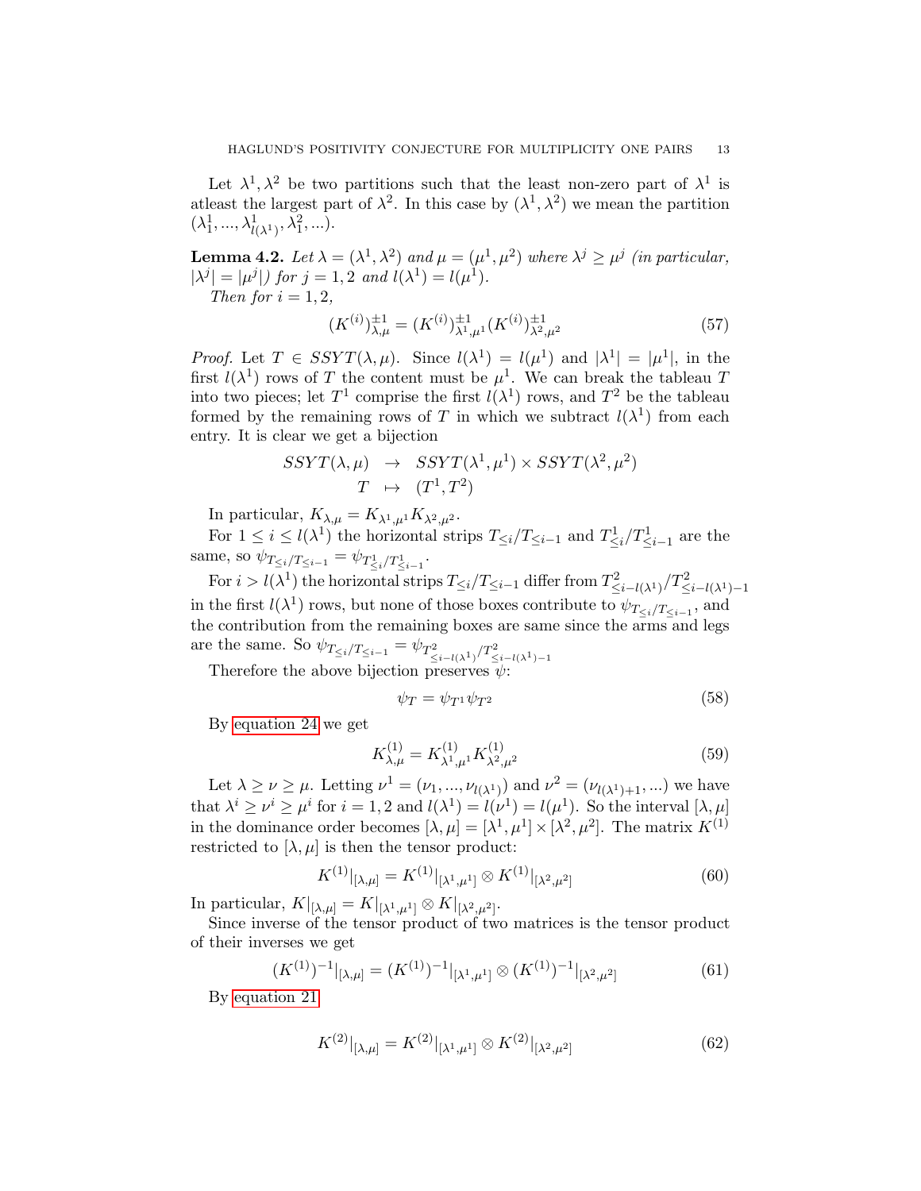Let $\lambda^1, \lambda^2$ be two partitions such that the least non-zero part of $\lambda^1$ is atleast the largest part of $\lambda^2$. In this case by $(\lambda^1, \lambda^2)$ we mean the partition $(\lambda^1_1, ..., \lambda^1_{l(\lambda^1)}, \lambda^2_1, ...)$.

**Lemma 4.2.** *Let $\lambda = (\lambda^1, \lambda^2)$ and $\mu = (\mu^1, \mu^2)$ where $\lambda^j \geq \mu^j$ (in particular, $|\lambda^j| = |\mu^j|$) for $j = 1, 2$ and $l(\lambda^1) = l(\mu^1)$.*

*Then for $i = 1, 2$,*

$$(K^{(i)})^{\pm 1}_{\lambda,\mu} = (K^{(i)})^{\pm 1}_{\lambda^1,\mu^1}(K^{(i)})^{\pm 1}_{\lambda^2,\mu^2} \tag{57}$$

*Proof.* Let $T \in SSYT(\lambda, \mu)$. Since $l(\lambda^1) = l(\mu^1)$ and $|\lambda^1| = |\mu^1|$, in the first $l(\lambda^1)$ rows of $T$ the content must be $\mu^1$. We can break the tableau $T$ into two pieces; let $T^1$ comprise the first $l(\lambda^1)$ rows, and $T^2$ be the tableau formed by the remaining rows of $T$ in which we subtract $l(\lambda^1)$ from each entry. It is clear we get a bijection

$$\begin{array}{rcl} SSYT(\lambda,\mu) & \to & SSYT(\lambda^1,\mu^1) \times SSYT(\lambda^2,\mu^2) \\ T & \mapsto & (T^1, T^2) \end{array}$$

In particular, $K_{\lambda,\mu} = K_{\lambda^1,\mu^1}K_{\lambda^2,\mu^2}$.

For $1 \leq i \leq l(\lambda^1)$ the horizontal strips $T_{\leq i}/T_{\leq i-1}$ and $T^1_{\leq i}/T^1_{\leq i-1}$ are the same, so $\psi_{T_{\leq i}/T_{\leq i-1}} = \psi_{T^1_{\leq i}/T^1_{\leq i-1}}$.

For $i > l(\lambda^1)$ the horizontal strips $T_{\leq i}/T_{\leq i-1}$ differ from $T^2_{\leq i-l(\lambda^1)}/T^2_{\leq i-l(\lambda^1)-1}$ in the first $l(\lambda^1)$ rows, but none of those boxes contribute to $\psi_{T_{\leq i}/T_{\leq i-1}}$, and the contribution from the remaining boxes are same since the arms and legs are the same. So $\psi_{T_{\leq i}/T_{\leq i-1}} = \psi_{T^2_{\leq i-l(\lambda^1)}/T^2_{\leq i-l(\lambda^1)-1}}$

Therefore the above bijection preserves $\psi$:

$$\psi_T = \psi_{T^1}\psi_{T^2} \tag{58}$$

By equation 24 we get

$$K^{(1)}_{\lambda,\mu} = K^{(1)}_{\lambda^1,\mu^1}K^{(1)}_{\lambda^2,\mu^2} \tag{59}$$

Let $\lambda \geq \nu \geq \mu$. Letting $\nu^1 = (\nu_1, ..., \nu_{l(\lambda^1)})$ and $\nu^2 = (\nu_{l(\lambda^1)+1}, ...)$ we have that $\lambda^i \geq \nu^i \geq \mu^i$ for $i = 1, 2$ and $l(\lambda^1) = l(\nu^1) = l(\mu^1)$. So the interval $[\lambda, \mu]$ in the dominance order becomes $[\lambda, \mu] = [\lambda^1, \mu^1] \times [\lambda^2, \mu^2]$. The matrix $K^{(1)}$ restricted to $[\lambda, \mu]$ is then the tensor product:

$$K^{(1)}|_{[\lambda,\mu]} = K^{(1)}|_{[\lambda^1,\mu^1]} \otimes K^{(1)}|_{[\lambda^2,\mu^2]} \tag{60}$$

In particular, $K|_{[\lambda,\mu]} = K|_{[\lambda^1,\mu^1]} \otimes K|_{[\lambda^2,\mu^2]}$.

Since inverse of the tensor product of two matrices is the tensor product of their inverses we get

$$(K^{(1)})^{-1}|_{[\lambda,\mu]} = (K^{(1)})^{-1}|_{[\lambda^1,\mu^1]} \otimes (K^{(1)})^{-1}|_{[\lambda^2,\mu^2]} \tag{61}$$

By equation 21

$$K^{(2)}|_{[\lambda,\mu]} = K^{(2)}|_{[\lambda^1,\mu^1]} \otimes K^{(2)}|_{[\lambda^2,\mu^2]} \tag{62}$$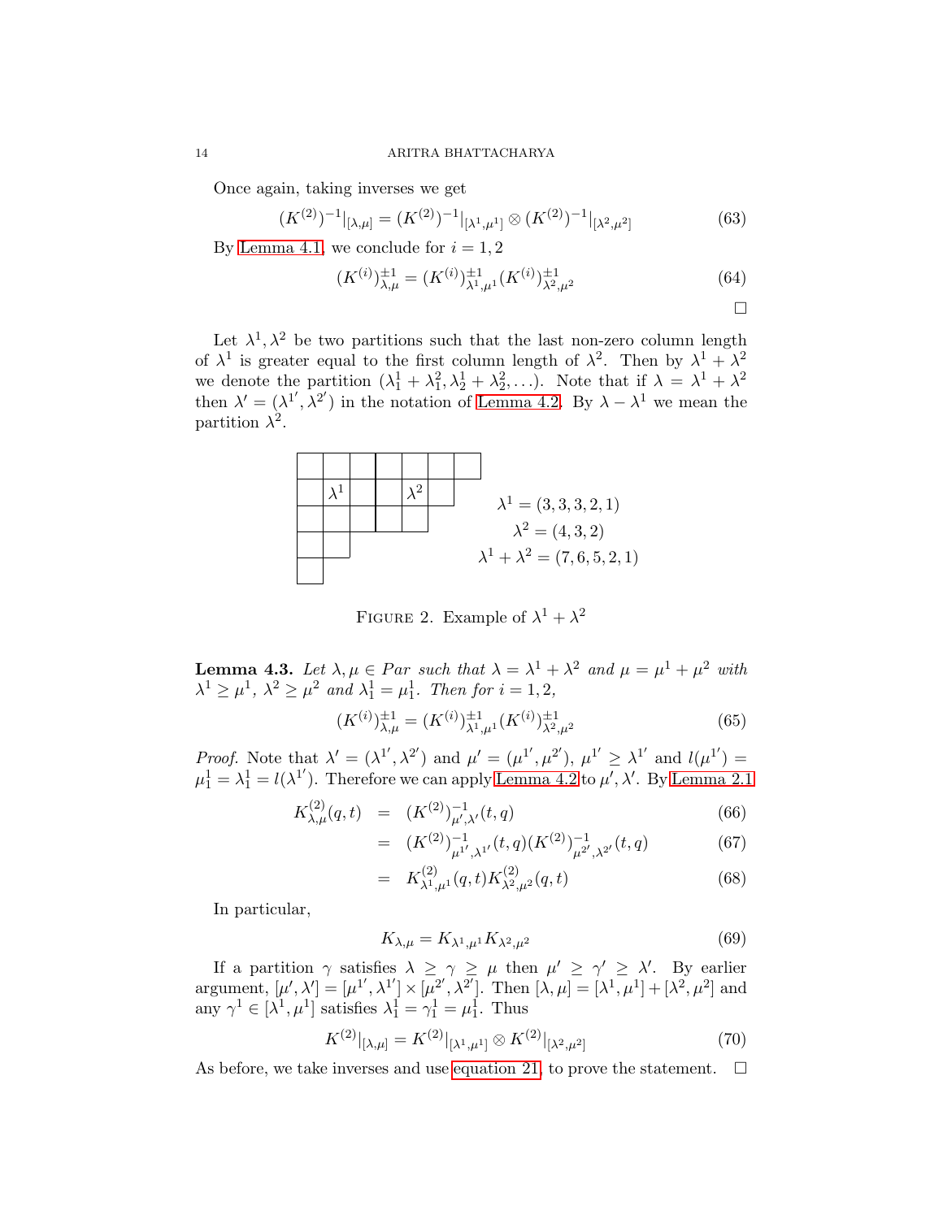Once again, taking inverses we get

$$(K^{(2)})^{-1}|_{[\lambda,\mu]} = (K^{(2)})^{-1}|_{[\lambda^1,\mu^1]} \otimes (K^{(2)})^{-1}|_{[\lambda^2,\mu^2]} \tag{63}$$

By Lemma 4.1, we conclude for $i = 1, 2$

$$(K^{(i)})^{\pm 1}_{\lambda,\mu} = (K^{(i)})^{\pm 1}_{\lambda^1,\mu^1} (K^{(i)})^{\pm 1}_{\lambda^2,\mu^2} \tag{64}$$

□

Let $\lambda^1, \lambda^2$ be two partitions such that the last non-zero column length of $\lambda^1$ is greater equal to the first column length of $\lambda^2$. Then by $\lambda^1 + \lambda^2$ we denote the partition $(\lambda^1_1 + \lambda^2_1, \lambda^1_2 + \lambda^2_2, \ldots)$. Note that if $\lambda = \lambda^1 + \lambda^2$ then $\lambda' = (\lambda^{1'}, \lambda^{2'})$ in the notation of Lemma 4.2. By $\lambda - \lambda^1$ we mean the partition $\lambda^2$.

$\lambda^1 = (3, 3, 3, 2, 1)$

$\lambda^2 = (4, 3, 2)$

$\lambda^1 + \lambda^2 = (7, 6, 5, 2, 1)$

Figure 2. Example of $\lambda^1 + \lambda^2$

**Lemma 4.3.** *Let $\lambda, \mu \in Par$ such that $\lambda = \lambda^1 + \lambda^2$ and $\mu = \mu^1 + \mu^2$ with $\lambda^1 \geq \mu^1$, $\lambda^2 \geq \mu^2$ and $\lambda^1_1 = \mu^1_1$. Then for $i = 1, 2$,*

$$(K^{(i)})^{\pm 1}_{\lambda,\mu} = (K^{(i)})^{\pm 1}_{\lambda^1,\mu^1} (K^{(i)})^{\pm 1}_{\lambda^2,\mu^2} \tag{65}$$

*Proof.* Note that $\lambda' = (\lambda^{1'}, \lambda^{2'})$ and $\mu' = (\mu^{1'}, \mu^{2'})$, $\mu^{1'} \geq \lambda^{1'}$ and $l(\mu^{1'}) = \mu^1_1 = \lambda^1_1 = l(\lambda^{1'})$. Therefore we can apply Lemma 4.2 to $\mu', \lambda'$. By Lemma 2.1

$$\begin{aligned}
K^{(2)}_{\lambda,\mu}(q,t) &= (K^{(2)})^{-1}_{\mu',\lambda'}(t,q) && (66)\\
&= (K^{(2)})^{-1}_{\mu^{1'},\lambda^{1'}}(t,q)(K^{(2)})^{-1}_{\mu^{2'},\lambda^{2'}}(t,q) && (67)\\
&= K^{(2)}_{\lambda^1,\mu^1}(q,t) K^{(2)}_{\lambda^2,\mu^2}(q,t) && (68)
\end{aligned}$$

In particular,

$$K_{\lambda,\mu} = K_{\lambda^1,\mu^1} K_{\lambda^2,\mu^2} \tag{69}$$

If a partition $\gamma$ satisfies $\lambda \geq \gamma \geq \mu$ then $\mu' \geq \gamma' \geq \lambda'$. By earlier argument, $[\mu', \lambda'] = [\mu^{1'}, \lambda^{1'}] \times [\mu^{2'}, \lambda^{2'}]$. Then $[\lambda, \mu] = [\lambda^1, \mu^1] + [\lambda^2, \mu^2]$ and any $\gamma^1 \in [\lambda^1, \mu^1]$ satisfies $\lambda^1_1 = \gamma^1_1 = \mu^1_1$. Thus

$$K^{(2)}|_{[\lambda,\mu]} = K^{(2)}|_{[\lambda^1,\mu^1]} \otimes K^{(2)}|_{[\lambda^2,\mu^2]} \tag{70}$$

As before, we take inverses and use equation 21, to prove the statement. □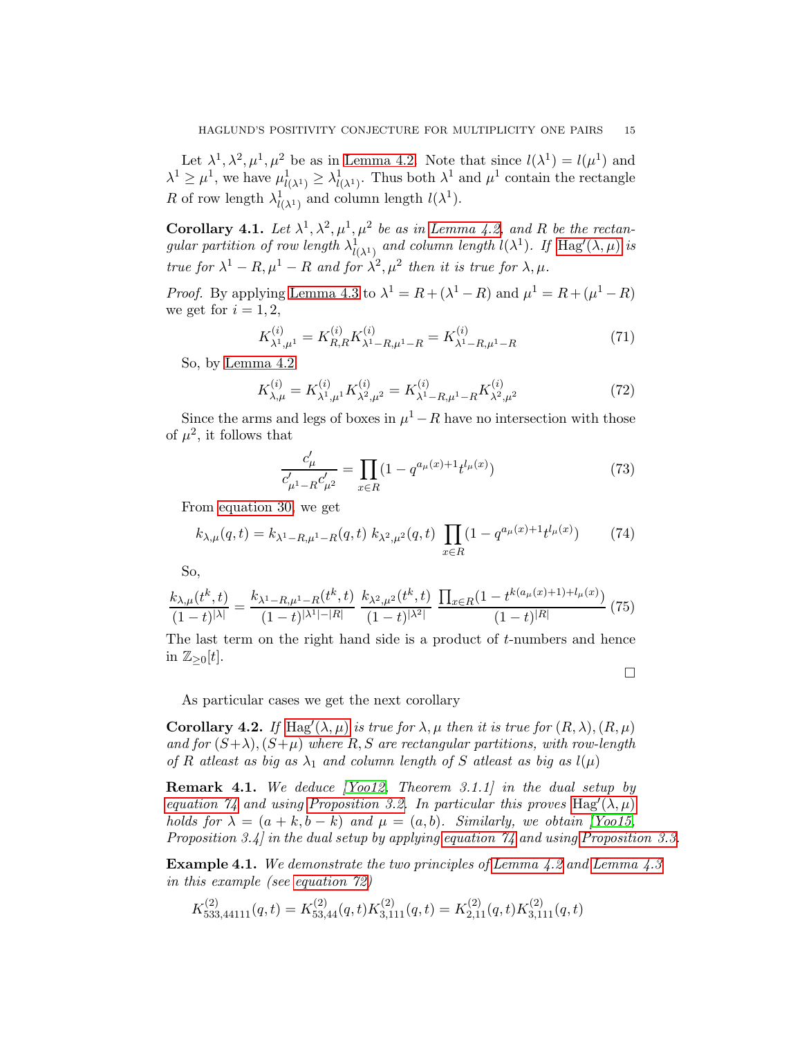Let $\lambda^1, \lambda^2, \mu^1, \mu^2$ be as in Lemma 4.2. Note that since $l(\lambda^1) = l(\mu^1)$ and $\lambda^1 \geq \mu^1$, we have $\mu^1_{l(\lambda^1)} \geq \lambda^1_{l(\lambda^1)}$. Thus both $\lambda^1$ and $\mu^1$ contain the rectangle $R$ of row length $\lambda^1_{l(\lambda^1)}$ and column length $l(\lambda^1)$.

**Corollary 4.1.** *Let $\lambda^1, \lambda^2, \mu^1, \mu^2$ be as in Lemma 4.2, and $R$ be the rectangular partition of row length $\lambda^1_{l(\lambda^1)}$ and column length $l(\lambda^1)$. If $\mathrm{Hag}'(\lambda, \mu)$ is true for $\lambda^1 - R, \mu^1 - R$ and for $\lambda^2, \mu^2$ then it is true for $\lambda, \mu$.*

*Proof.* By applying Lemma 4.3 to $\lambda^1 = R + (\lambda^1 - R)$ and $\mu^1 = R + (\mu^1 - R)$ we get for $i = 1, 2$,

$$K^{(i)}_{\lambda^1,\mu^1} = K^{(i)}_{R,R} K^{(i)}_{\lambda^1 - R, \mu^1 - R} = K^{(i)}_{\lambda^1 - R, \mu^1 - R} \tag{71}$$

So, by Lemma 4.2

$$K^{(i)}_{\lambda,\mu} = K^{(i)}_{\lambda^1,\mu^1} K^{(i)}_{\lambda^2,\mu^2} = K^{(i)}_{\lambda^1 - R, \mu^1 - R} K^{(i)}_{\lambda^2,\mu^2} \tag{72}$$

Since the arms and legs of boxes in $\mu^1 - R$ have no intersection with those of $\mu^2$, it follows that

$$\frac{c'_\mu}{c'_{\mu^1 - R} c'_{\mu^2}} = \prod_{x \in R} (1 - q^{a_\mu(x)+1} t^{l_\mu(x)}) \tag{73}$$

From equation 30, we get

$$k_{\lambda,\mu}(q,t) = k_{\lambda^1 - R, \mu^1 - R}(q,t)\; k_{\lambda^2,\mu^2}(q,t) \prod_{x \in R} (1 - q^{a_\mu(x)+1} t^{l_\mu(x)}) \tag{74}$$

So,

$$\frac{k_{\lambda,\mu}(t^k,t)}{(1-t)^{|\lambda|}} = \frac{k_{\lambda^1 - R, \mu^1 - R}(t^k,t)}{(1-t)^{|\lambda^1| - |R|}}\; \frac{k_{\lambda^2,\mu^2}(t^k,t)}{(1-t)^{|\lambda^2|}}\; \frac{\prod_{x \in R}(1 - t^{k(a_\mu(x)+1) + l_\mu(x)})}{(1-t)^{|R|}} \tag{75}$$

The last term on the right hand side is a product of $t$-numbers and hence in $\mathbb{Z}_{\geq 0}[t]$.

□

As particular cases we get the next corollary

**Corollary 4.2.** *If $\mathrm{Hag}'(\lambda, \mu)$ is true for $\lambda, \mu$ then it is true for $(R, \lambda), (R, \mu)$ and for $(S + \lambda), (S + \mu)$ where $R, S$ are rectangular partitions, with row-length of $R$ atleast as big as $\lambda_1$ and column length of $S$ atleast as big as $l(\mu)$*

**Remark 4.1.** *We deduce [Yoo12, Theorem 3.1.1] in the dual setup by equation 74 and using Proposition 3.2. In particular this proves $\mathrm{Hag}'(\lambda, \mu)$ holds for $\lambda = (a + k, b - k)$ and $\mu = (a, b)$. Similarly, we obtain [Yoo15, Proposition 3.4] in the dual setup by applying equation 74 and using Proposition 3.3.*

**Example 4.1.** *We demonstrate the two principles of Lemma 4.2 and Lemma 4.3 in this example (see equation 72)*

$$K^{(2)}_{533,44111}(q,t) = K^{(2)}_{53,44}(q,t) K^{(2)}_{3,111}(q,t) = K^{(2)}_{2,11}(q,t) K^{(2)}_{3,111}(q,t)$$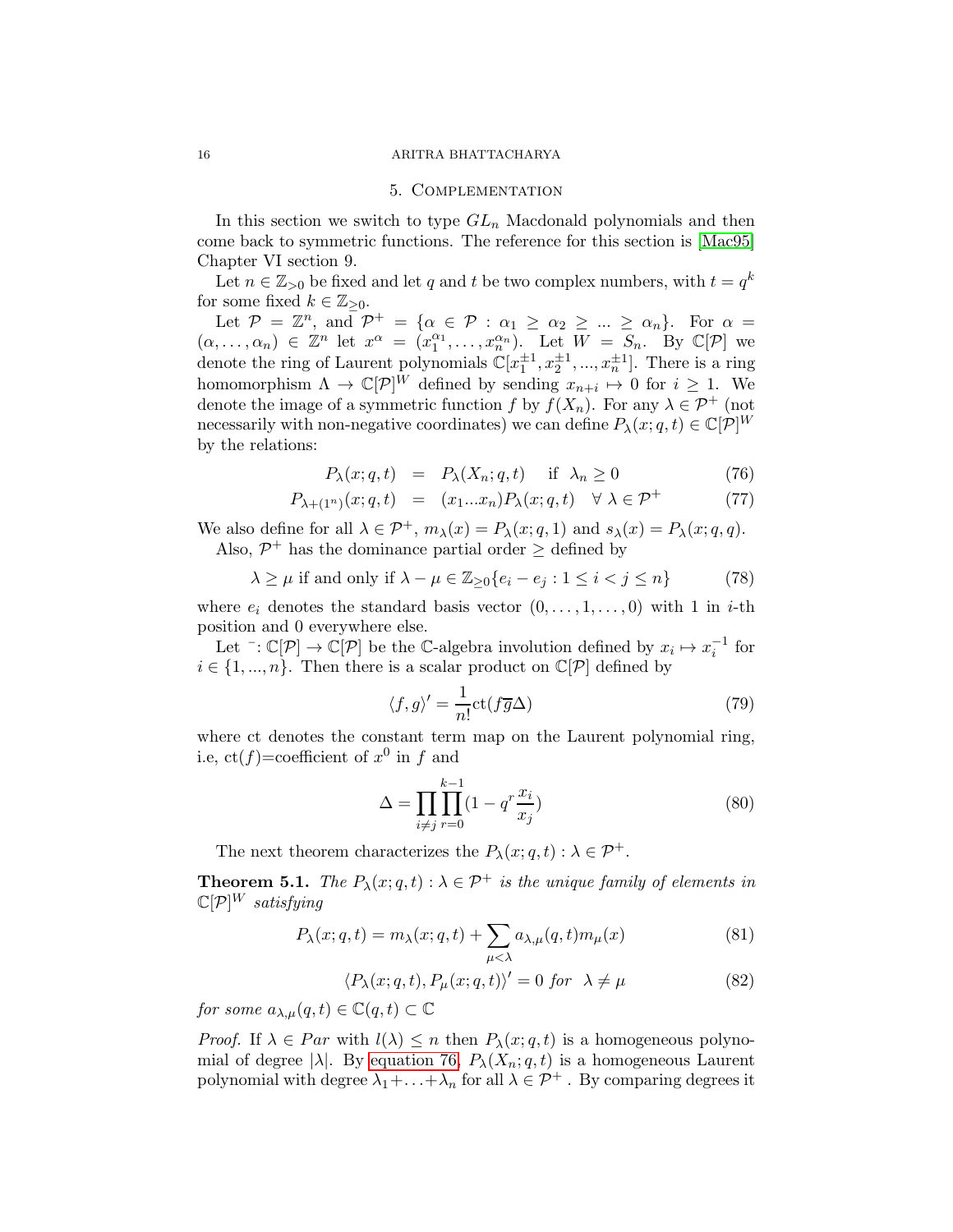## 5. Complementation

In this section we switch to type $GL_n$ Macdonald polynomials and then come back to symmetric functions. The reference for this section is [Mac95] Chapter VI section 9.

Let $n \in \mathbb{Z}_{>0}$ be fixed and let $q$ and $t$ be two complex numbers, with $t = q^k$ for some fixed $k \in \mathbb{Z}_{\geq 0}$.

Let $\mathcal{P} = \mathbb{Z}^n$, and $\mathcal{P}^+ = \{\alpha \in \mathcal{P} : \alpha_1 \geq \alpha_2 \geq ... \geq \alpha_n\}$. For $\alpha = (\alpha, \ldots, \alpha_n) \in \mathbb{Z}^n$ let $x^\alpha = (x_1^{\alpha_1}, \ldots, x_n^{\alpha_n})$. Let $W = S_n$. By $\mathbb{C}[\mathcal{P}]$ we denote the ring of Laurent polynomials $\mathbb{C}[x_1^{\pm 1}, x_2^{\pm 1}, ..., x_n^{\pm 1}]$. There is a ring homomorphism $\Lambda \to \mathbb{C}[\mathcal{P}]^W$ defined by sending $x_{n+i} \mapsto 0$ for $i \geq 1$. We denote the image of a symmetric function $f$ by $f(X_n)$. For any $\lambda \in \mathcal{P}^+$ (not necessarily with non-negative coordinates) we can define $P_\lambda(x; q, t) \in \mathbb{C}[\mathcal{P}]^W$ by the relations:

$$P_\lambda(x; q, t) = P_\lambda(X_n; q, t) \quad \text{if } \lambda_n \geq 0 \tag{76}$$

$$P_{\lambda+(1^n)}(x; q, t) = (x_1 ... x_n) P_\lambda(x; q, t) \quad \forall \lambda \in \mathcal{P}^+ \tag{77}$$

We also define for all $\lambda \in \mathcal{P}^+$, $m_\lambda(x) = P_\lambda(x; q, 1)$ and $s_\lambda(x) = P_\lambda(x; q, q)$.

Also, $\mathcal{P}^+$ has the dominance partial order $\geq$ defined by

$$\lambda \geq \mu \text{ if and only if } \lambda - \mu \in \mathbb{Z}_{\geq 0}\{e_i - e_j : 1 \leq i < j \leq n\} \tag{78}$$

where $e_i$ denotes the standard basis vector $(0, \ldots, 1, \ldots, 0)$ with 1 in $i$-th position and 0 everywhere else.

Let $^- : \mathbb{C}[\mathcal{P}] \to \mathbb{C}[\mathcal{P}]$ be the $\mathbb{C}$-algebra involution defined by $x_i \mapsto x_i^{-1}$ for $i \in \{1, ..., n\}$. Then there is a scalar product on $\mathbb{C}[\mathcal{P}]$ defined by

$$\langle f, g \rangle' = \frac{1}{n!} \text{ct}(f \overline{g} \Delta) \tag{79}$$

where ct denotes the constant term map on the Laurent polynomial ring, i.e, ct($f$)=coefficient of $x^0$ in $f$ and

$$\Delta = \prod_{i \neq j} \prod_{r=0}^{k-1} (1 - q^r \frac{x_i}{x_j}) \tag{80}$$

The next theorem characterizes the $P_\lambda(x; q, t) : \lambda \in \mathcal{P}^+$.

**Theorem 5.1.** *The $P_\lambda(x; q, t) : \lambda \in \mathcal{P}^+$ is the unique family of elements in $\mathbb{C}[\mathcal{P}]^W$ satisfying*

$$P_\lambda(x; q, t) = m_\lambda(x; q, t) + \sum_{\mu < \lambda} a_{\lambda,\mu}(q, t) m_\mu(x) \tag{81}$$

$$\langle P_\lambda(x; q, t), P_\mu(x; q, t) \rangle' = 0 \text{ for } \lambda \neq \mu \tag{82}$$

*for some $a_{\lambda,\mu}(q, t) \in \mathbb{C}(q, t) \subset \mathbb{C}$*

*Proof.* If $\lambda \in Par$ with $l(\lambda) \leq n$ then $P_\lambda(x; q, t)$ is a homogeneous polynomial of degree $|\lambda|$. By equation 76, $P_\lambda(X_n; q, t)$ is a homogeneous Laurent polynomial with degree $\lambda_1 + \ldots + \lambda_n$ for all $\lambda \in \mathcal{P}^+$. By comparing degrees it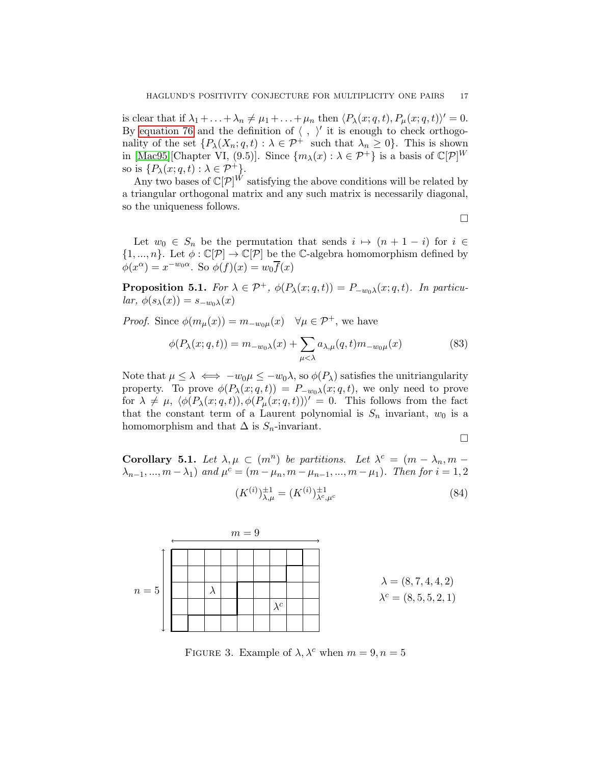is clear that if $\lambda_1 + \ldots + \lambda_n \neq \mu_1 + \ldots + \mu_n$ then $\langle P_\lambda(x;q,t), P_\mu(x;q,t)\rangle' = 0$. By equation 76 and the definition of $\langle\ ,\ \rangle'$ it is enough to check orthogonality of the set $\{P_\lambda(X_n;q,t) : \lambda \in \mathcal{P}^+ \text{ such that } \lambda_n \geq 0\}$. This is shown in [Mac95][Chapter VI, (9.5)]. Since $\{m_\lambda(x) : \lambda \in \mathcal{P}^+\}$ is a basis of $\mathbb{C}[\mathcal{P}]^W$ so is $\{P_\lambda(x;q,t) : \lambda \in \mathcal{P}^+\}$.

Any two bases of $\mathbb{C}[\mathcal{P}]^W$ satisfying the above conditions will be related by a triangular orthogonal matrix and any such matrix is necessarily diagonal, so the uniqueness follows.

□

Let $w_0 \in S_n$ be the permutation that sends $i \mapsto (n+1-i)$ for $i \in \{1,...,n\}$. Let $\phi : \mathbb{C}[\mathcal{P}] \to \mathbb{C}[\mathcal{P}]$ be the $\mathbb{C}$-algebra homomorphism defined by $\phi(x^\alpha) = x^{-w_0\alpha}$. So $\phi(f)(x) = w_0\overline{f}(x)$

**Proposition 5.1.** *For $\lambda \in \mathcal{P}^+$, $\phi(P_\lambda(x;q,t)) = P_{-w_0\lambda}(x;q,t)$. In particular, $\phi(s_\lambda(x)) = s_{-w_0\lambda}(x)$*

*Proof.* Since $\phi(m_\mu(x)) = m_{-w_0\mu}(x) \quad \forall \mu \in \mathcal{P}^+$, we have

$$\phi(P_\lambda(x;q,t)) = m_{-w_0\lambda}(x) + \sum_{\mu<\lambda} a_{\lambda,\mu}(q,t) m_{-w_0\mu}(x) \tag{83}$$

Note that $\mu \leq \lambda \iff -w_0\mu \leq -w_0\lambda$, so $\phi(P_\lambda)$ satisfies the unitriangularity property. To prove $\phi(P_\lambda(x;q,t)) = P_{-w_0\lambda}(x;q,t)$, we only need to prove for $\lambda \neq \mu$, $\langle \phi(P_\lambda(x;q,t)), \phi(P_\mu(x;q,t))\rangle' = 0$. This follows from the fact that the constant term of a Laurent polynomial is $S_n$ invariant, $w_0$ is a homomorphism and that $\Delta$ is $S_n$-invariant.

□

**Corollary 5.1.** *Let $\lambda, \mu \subset (m^n)$ be partitions. Let $\lambda^c = (m - \lambda_n, m - \lambda_{n-1}, ..., m - \lambda_1)$ and $\mu^c = (m - \mu_n, m - \mu_{n-1}, ..., m - \mu_1)$. Then for $i = 1, 2$*

$$(K^{(i)})^{\pm 1}_{\lambda,\mu} = (K^{(i)})^{\pm 1}_{\lambda^c,\mu^c} \tag{84}$$

$m = 9$, $n = 5$

$\lambda = (8,7,4,4,2)$
$\lambda^c = (8,5,5,2,1)$

Figure 3. Example of $\lambda, \lambda^c$ when $m = 9, n = 5$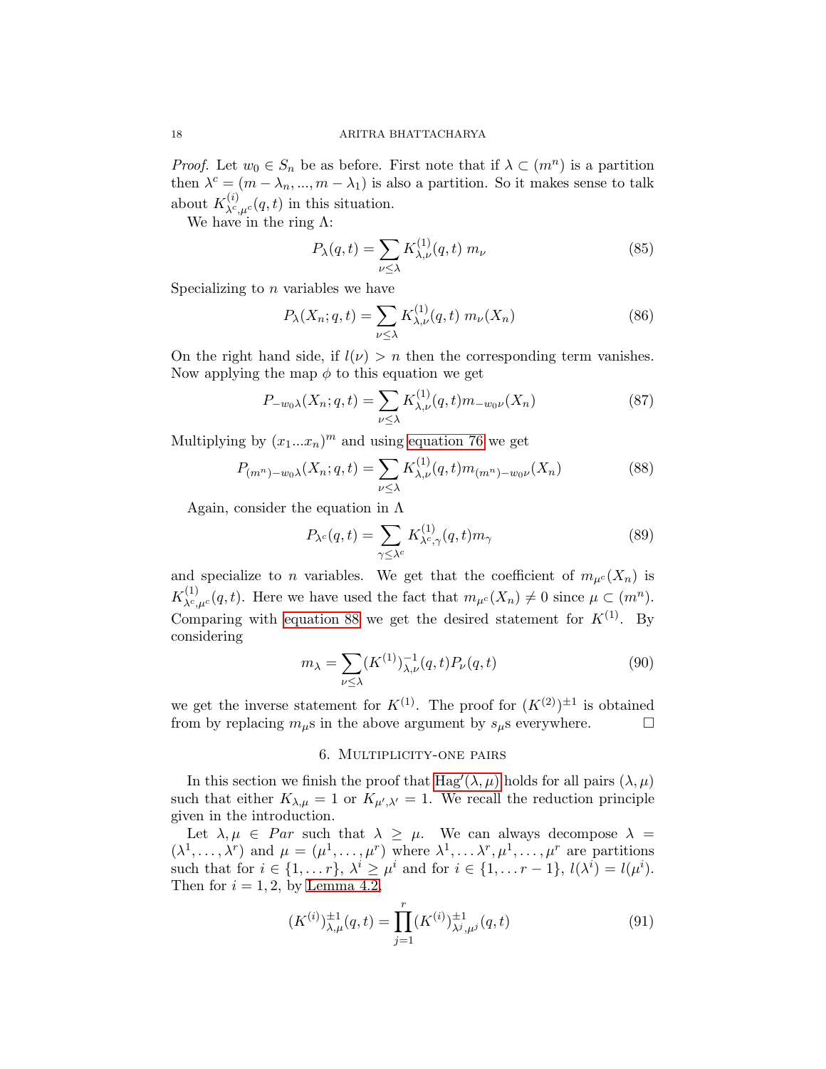*Proof.* Let $w_0 \in S_n$ be as before. First note that if $\lambda \subset (m^n)$ is a partition then $\lambda^c = (m - \lambda_n, ..., m - \lambda_1)$ is also a partition. So it makes sense to talk about $K^{(i)}_{\lambda^c,\mu^c}(q,t)$ in this situation.

We have in the ring $\Lambda$:

$$P_\lambda(q,t) = \sum_{\nu \leq \lambda} K^{(1)}_{\lambda,\nu}(q,t)\ m_\nu \tag{85}$$

Specializing to $n$ variables we have

$$P_\lambda(X_n; q,t) = \sum_{\nu \leq \lambda} K^{(1)}_{\lambda,\nu}(q,t)\ m_\nu(X_n) \tag{86}$$

On the right hand side, if $l(\nu) > n$ then the corresponding term vanishes. Now applying the map $\phi$ to this equation we get

$$P_{-w_0\lambda}(X_n; q,t) = \sum_{\nu \leq \lambda} K^{(1)}_{\lambda,\nu}(q,t) m_{-w_0\nu}(X_n) \tag{87}$$

Multiplying by $(x_1 ... x_n)^m$ and using equation 76 we get

$$P_{(m^n)-w_0\lambda}(X_n; q,t) = \sum_{\nu \leq \lambda} K^{(1)}_{\lambda,\nu}(q,t) m_{(m^n)-w_0\nu}(X_n) \tag{88}$$

Again, consider the equation in $\Lambda$

$$P_{\lambda^c}(q,t) = \sum_{\gamma \leq \lambda^c} K^{(1)}_{\lambda^c,\gamma}(q,t) m_\gamma \tag{89}$$

and specialize to $n$ variables. We get that the coefficient of $m_{\mu^c}(X_n)$ is $K^{(1)}_{\lambda^c,\mu^c}(q,t)$. Here we have used the fact that $m_{\mu^c}(X_n) \neq 0$ since $\mu \subset (m^n)$. Comparing with equation 88 we get the desired statement for $K^{(1)}$. By considering

$$m_\lambda = \sum_{\nu \leq \lambda} (K^{(1)})^{-1}_{\lambda,\nu}(q,t) P_\nu(q,t) \tag{90}$$

we get the inverse statement for $K^{(1)}$. The proof for $(K^{(2)})^{\pm 1}$ is obtained from by replacing $m_\mu$s in the above argument by $s_\mu$s everywhere. $\square$

## 6. Multiplicity-one pairs

In this section we finish the proof that $\mathrm{Hag}'(\lambda,\mu)$ holds for all pairs $(\lambda,\mu)$ such that either $K_{\lambda,\mu} = 1$ or $K_{\mu',\lambda'} = 1$. We recall the reduction principle given in the introduction.

Let $\lambda, \mu \in Par$ such that $\lambda \geq \mu$. We can always decompose $\lambda = (\lambda^1, \ldots, \lambda^r)$ and $\mu = (\mu^1, \ldots, \mu^r)$ where $\lambda^1, \ldots \lambda^r, \mu^1, \ldots, \mu^r$ are partitions such that for $i \in \{1, \ldots r\}$, $\lambda^i \geq \mu^i$ and for $i \in \{1, \ldots r-1\}$, $l(\lambda^i) = l(\mu^i)$. Then for $i = 1, 2$, by Lemma 4.2,

$$(K^{(i)})^{\pm 1}_{\lambda,\mu}(q,t) = \prod_{j=1}^{r} (K^{(i)})^{\pm 1}_{\lambda^j,\mu^j}(q,t) \tag{91}$$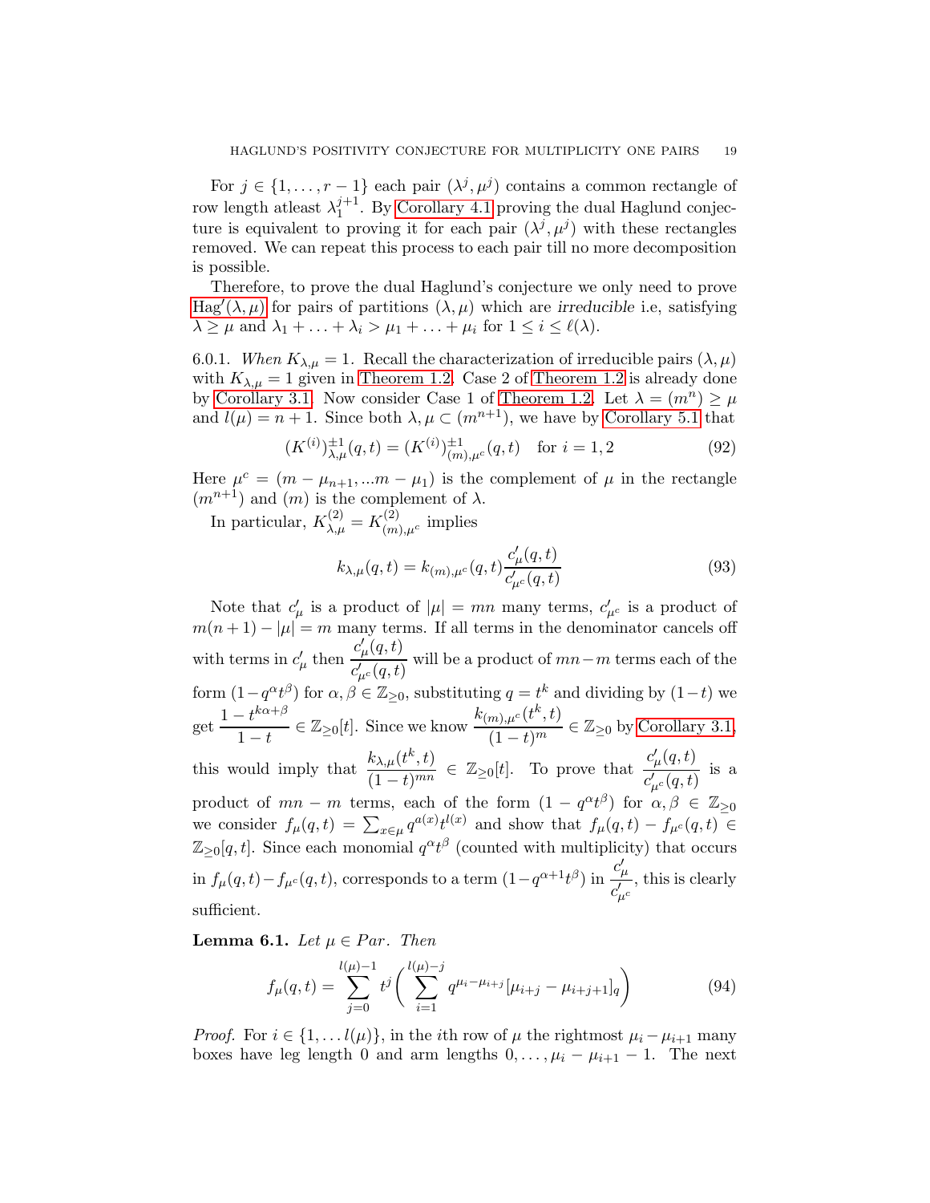For $j \in \{1, \ldots, r-1\}$ each pair $(\lambda^j, \mu^j)$ contains a common rectangle of row length atleast $\lambda_1^{j+1}$. By Corollary 4.1 proving the dual Haglund conjecture is equivalent to proving it for each pair $(\lambda^j, \mu^j)$ with these rectangles removed. We can repeat this process to each pair till no more decomposition is possible.

Therefore, to prove the dual Haglund's conjecture we only need to prove $\mathrm{Hag}'(\lambda, \mu)$ for pairs of partitions $(\lambda, \mu)$ which are *irreducible* i.e, satisfying $\lambda \geq \mu$ and $\lambda_1 + \ldots + \lambda_i > \mu_1 + \ldots + \mu_i$ for $1 \leq i \leq \ell(\lambda)$.

6.0.1. *When $K_{\lambda,\mu} = 1$.* Recall the characterization of irreducible pairs $(\lambda, \mu)$ with $K_{\lambda,\mu} = 1$ given in Theorem 1.2. Case 2 of Theorem 1.2 is already done by Corollary 3.1. Now consider Case 1 of Theorem 1.2. Let $\lambda = (m^n) \geq \mu$ and $l(\mu) = n+1$. Since both $\lambda, \mu \subset (m^{n+1})$, we have by Corollary 5.1 that

$$(K^{(i)})^{\pm 1}_{\lambda,\mu}(q,t) = (K^{(i)})^{\pm 1}_{(m),\mu^c}(q,t) \quad \text{for } i = 1, 2 \tag{92}$$

Here $\mu^c = (m - \mu_{n+1}, \ldots m - \mu_1)$ is the complement of $\mu$ in the rectangle $(m^{n+1})$ and $(m)$ is the complement of $\lambda$.

In particular, $K^{(2)}_{\lambda,\mu} = K^{(2)}_{(m),\mu^c}$ implies

$$k_{\lambda,\mu}(q,t) = k_{(m),\mu^c}(q,t) \frac{c'_\mu(q,t)}{c'_{\mu^c}(q,t)} \tag{93}$$

Note that $c'_\mu$ is a product of $|\mu| = mn$ many terms, $c'_{\mu^c}$ is a product of $m(n+1) - |\mu| = m$ many terms. If all terms in the denominator cancels off with terms in $c'_\mu$ then $\dfrac{c'_\mu(q,t)}{c'_{\mu^c}(q,t)}$ will be a product of $mn - m$ terms each of the form $(1 - q^\alpha t^\beta)$ for $\alpha, \beta \in \mathbb{Z}_{\geq 0}$, substituting $q = t^k$ and dividing by $(1-t)$ we get $\dfrac{1 - t^{k\alpha+\beta}}{1-t} \in \mathbb{Z}_{\geq 0}[t]$. Since we know $\dfrac{k_{(m),\mu^c}(t^k, t)}{(1-t)^m} \in \mathbb{Z}_{\geq 0}$ by Corollary 3.1, this would imply that $\dfrac{k_{\lambda,\mu}(t^k,t)}{(1-t)^{mn}} \in \mathbb{Z}_{\geq 0}[t]$. To prove that $\dfrac{c'_\mu(q,t)}{c'_{\mu^c}(q,t)}$ is a product of $mn - m$ terms, each of the form $(1 - q^\alpha t^\beta)$ for $\alpha, \beta \in \mathbb{Z}_{\geq 0}$ we consider $f_\mu(q,t) = \sum_{x \in \mu} q^{a(x)} t^{l(x)}$ and show that $f_\mu(q,t) - f_{\mu^c}(q,t) \in \mathbb{Z}_{\geq 0}[q,t]$. Since each monomial $q^\alpha t^\beta$ (counted with multiplicity) that occurs in $f_\mu(q,t) - f_{\mu^c}(q,t)$, corresponds to a term $(1 - q^{\alpha+1} t^\beta)$ in $\dfrac{c'_\mu}{c'_{\mu^c}}$, this is clearly sufficient.

**Lemma 6.1.** *Let $\mu \in Par$. Then*

$$f_\mu(q,t) = \sum_{j=0}^{l(\mu)-1} t^j \left( \sum_{i=1}^{l(\mu)-j} q^{\mu_i - \mu_{i+j}} [\mu_{i+j} - \mu_{i+j+1}]_q \right) \tag{94}$$

*Proof.* For $i \in \{1, \ldots l(\mu)\}$, in the $i$th row of $\mu$ the rightmost $\mu_i - \mu_{i+1}$ many boxes have leg length 0 and arm lengths $0, \ldots, \mu_i - \mu_{i+1} - 1$. The next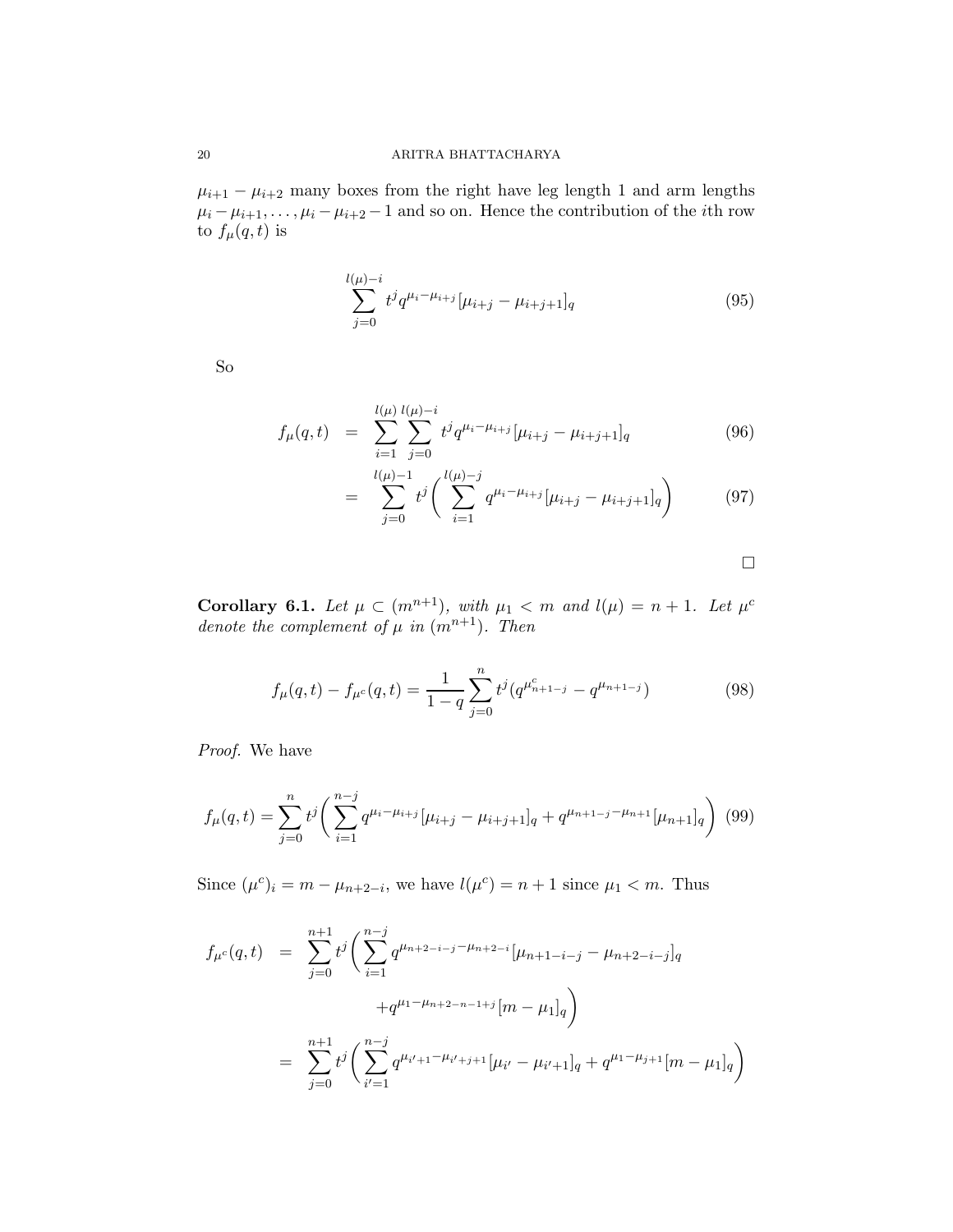$\mu_{i+1} - \mu_{i+2}$ many boxes from the right have leg length 1 and arm lengths $\mu_i - \mu_{i+1}, \ldots, \mu_i - \mu_{i+2} - 1$ and so on. Hence the contribution of the $i$th row to $f_\mu(q,t)$ is

$$\sum_{j=0}^{l(\mu)-i} t^j q^{\mu_i - \mu_{i+j}} [\mu_{i+j} - \mu_{i+j+1}]_q \tag{95}$$

So

$$\begin{aligned} f_\mu(q,t) &= \sum_{i=1}^{l(\mu)} \sum_{j=0}^{l(\mu)-i} t^j q^{\mu_i - \mu_{i+j}} [\mu_{i+j} - \mu_{i+j+1}]_q &(96) \\ &= \sum_{j=0}^{l(\mu)-1} t^j \bigg( \sum_{i=1}^{l(\mu)-j} q^{\mu_i - \mu_{i+j}} [\mu_{i+j} - \mu_{i+j+1}]_q \bigg) &(97) \end{aligned}$$

□

**Corollary 6.1.** *Let $\mu \subset (m^{n+1})$, with $\mu_1 < m$ and $l(\mu) = n+1$. Let $\mu^c$ denote the complement of $\mu$ in $(m^{n+1})$. Then*

$$f_\mu(q,t) - f_{\mu^c}(q,t) = \frac{1}{1-q} \sum_{j=0}^{n} t^j (q^{\mu^c_{n+1-j}} - q^{\mu_{n+1-j}}) \tag{98}$$

*Proof.* We have

$$f_\mu(q,t) = \sum_{j=0}^{n} t^j \bigg( \sum_{i=1}^{n-j} q^{\mu_i - \mu_{i+j}} [\mu_{i+j} - \mu_{i+j+1}]_q + q^{\mu_{n+1-j} - \mu_{n+1}} [\mu_{n+1}]_q \bigg) \tag{99}$$

Since $(\mu^c)_i = m - \mu_{n+2-i}$, we have $l(\mu^c) = n+1$ since $\mu_1 < m$. Thus

$$\begin{aligned} f_{\mu^c}(q,t) &= \sum_{j=0}^{n+1} t^j \bigg( \sum_{i=1}^{n-j} q^{\mu_{n+2-i-j} - \mu_{n+2-i}} [\mu_{n+1-i-j} - \mu_{n+2-i-j}]_q \\ &\qquad + q^{\mu_1 - \mu_{n+2-n-1+j}} [m - \mu_1]_q \bigg) \\ &= \sum_{j=0}^{n+1} t^j \bigg( \sum_{i'=1}^{n-j} q^{\mu_{i'+1} - \mu_{i'+j+1}} [\mu_{i'} - \mu_{i'+1}]_q + q^{\mu_1 - \mu_{j+1}} [m - \mu_1]_q \bigg) \end{aligned}$$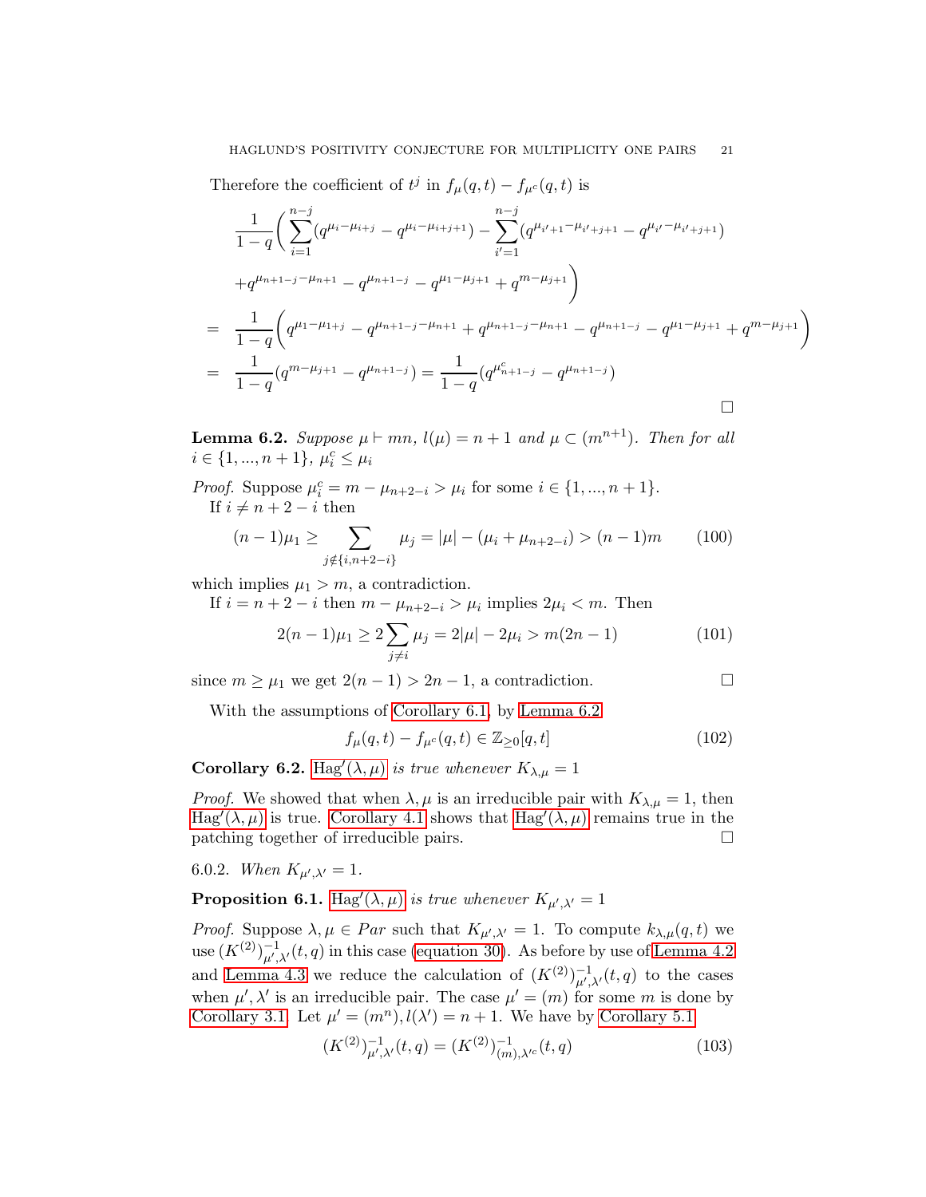Therefore the coefficient of $t^j$ in $f_\mu(q,t) - f_{\mu^c}(q,t)$ is

$$
\begin{aligned}
& \frac{1}{1-q}\Bigg( \sum_{i=1}^{n-j} (q^{\mu_i - \mu_{i+j}} - q^{\mu_i - \mu_{i+j+1}}) - \sum_{i'=1}^{n-j} (q^{\mu_{i'+1} - \mu_{i'+j+1}} - q^{\mu_{i'} - \mu_{i'+j+1}}) \\
& + q^{\mu_{n+1-j} - \mu_{n+1}} - q^{\mu_{n+1-j}} - q^{\mu_1 - \mu_{j+1}} + q^{m - \mu_{j+1}} \Bigg) \\
= \; & \frac{1}{1-q}\Bigg( q^{\mu_1 - \mu_{1+j}} - q^{\mu_{n+1-j} - \mu_{n+1}} + q^{\mu_{n+1-j} - \mu_{n+1}} - q^{\mu_{n+1-j}} - q^{\mu_1 - \mu_{j+1}} + q^{m - \mu_{j+1}} \Bigg) \\
= \; & \frac{1}{1-q}(q^{m - \mu_{j+1}} - q^{\mu_{n+1-j}}) = \frac{1}{1-q}(q^{\mu^c_{n+1-j}} - q^{\mu_{n+1-j}})
\end{aligned}
$$

□

**Lemma 6.2.** *Suppose $\mu \vdash mn$, $l(\mu) = n+1$ and $\mu \subset (m^{n+1})$. Then for all $i \in \{1, ..., n+1\}$, $\mu^c_i \leq \mu_i$*

*Proof.* Suppose $\mu^c_i = m - \mu_{n+2-i} > \mu_i$ for some $i \in \{1, ..., n+1\}$.

If $i \neq n+2-i$ then

$$
(n-1)\mu_1 \geq \sum_{j \notin \{i, n+2-i\}} \mu_j = |\mu| - (\mu_i + \mu_{n+2-i}) > (n-1)m \tag{100}
$$

which implies $\mu_1 > m$, a contradiction.

If $i = n+2-i$ then $m - \mu_{n+2-i} > \mu_i$ implies $2\mu_i < m$. Then

$$
2(n-1)\mu_1 \geq 2\sum_{j \neq i} \mu_j = 2|\mu| - 2\mu_i > m(2n-1) \tag{101}
$$

since $m \geq \mu_1$ we get $2(n-1) > 2n-1$, a contradiction. □

With the assumptions of Corollary 6.1, by Lemma 6.2

$$
f_\mu(q,t) - f_{\mu^c}(q,t) \in \mathbb{Z}_{\geq 0}[q,t] \tag{102}
$$

**Corollary 6.2.** Hag$'(\lambda, \mu)$ *is true whenever $K_{\lambda,\mu} = 1$*

*Proof.* We showed that when $\lambda, \mu$ is an irreducible pair with $K_{\lambda,\mu} = 1$, then Hag$'(\lambda, \mu)$ is true. Corollary 4.1 shows that Hag$'(\lambda, \mu)$ remains true in the patching together of irreducible pairs. □

6.0.2. *When $K_{\mu',\lambda'} = 1$.*

**Proposition 6.1.** Hag$'(\lambda, \mu)$ *is true whenever $K_{\mu',\lambda'} = 1$*

*Proof.* Suppose $\lambda, \mu \in Par$ such that $K_{\mu',\lambda'} = 1$. To compute $k_{\lambda,\mu}(q,t)$ we use $(K^{(2)})^{-1}_{\mu',\lambda'}(t,q)$ in this case (equation 30). As before by use of Lemma 4.2 and Lemma 4.3 we reduce the calculation of $(K^{(2)})^{-1}_{\mu',\lambda'}(t,q)$ to the cases when $\mu', \lambda'$ is an irreducible pair. The case $\mu' = (m)$ for some $m$ is done by Corollary 3.1. Let $\mu' = (m^n), l(\lambda') = n+1$. We have by Corollary 5.1

$$
(K^{(2)})^{-1}_{\mu',\lambda'}(t,q) = (K^{(2)})^{-1}_{(m),\lambda'^c}(t,q) \tag{103}
$$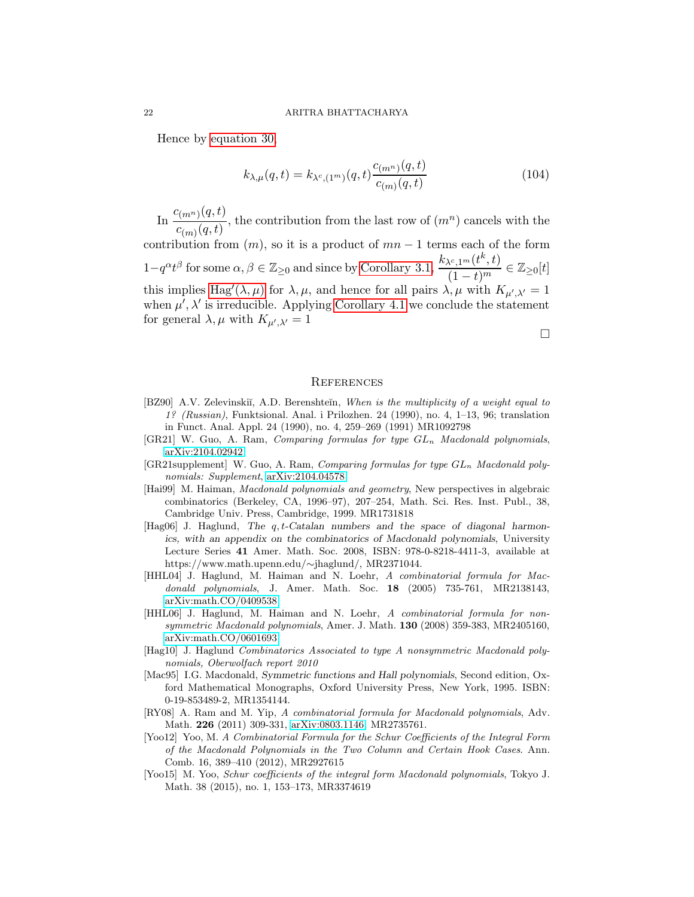Hence by equation 30

$$k_{\lambda,\mu}(q,t) = k_{\lambda^c,(1^m)}(q,t)\frac{c_{(m^n)}(q,t)}{c_{(m)}(q,t)} \tag{104}$$

In $\dfrac{c_{(m^n)}(q,t)}{c_{(m)}(q,t)}$, the contribution from the last row of $(m^n)$ cancels with the contribution from $(m)$, so it is a product of $mn-1$ terms each of the form $1-q^{\alpha}t^{\beta}$ for some $\alpha,\beta \in \mathbb{Z}_{\geq 0}$ and since by Corollary 3.1, $\dfrac{k_{\lambda^c,1^m}(t^k,t)}{(1-t)^m} \in \mathbb{Z}_{\geq 0}[t]$ this implies $\mathrm{Hag}'(\lambda,\mu)$ for $\lambda,\mu$, and hence for all pairs $\lambda,\mu$ with $K_{\mu',\lambda'}=1$ when $\mu',\lambda'$ is irreducible. Applying Corollary 4.1 we conclude the statement for general $\lambda,\mu$ with $K_{\mu',\lambda'}=1$

□

## References

[BZ90] A.V. Zelevinskiĭ, A.D. Berenshteĭn, *When is the multiplicity of a weight equal to 1? (Russian)*, Funktsional. Anal. i Prilozhen. 24 (1990), no. 4, 1–13, 96; translation in Funct. Anal. Appl. 24 (1990), no. 4, 259–269 (1991) MR1092798

[GR21] W. Guo, A. Ram, *Comparing formulas for type $GL_n$ Macdonald polynomials*, arXiv:2104.02942

[GR21supplement] W. Guo, A. Ram, *Comparing formulas for type $GL_n$ Macdonald polynomials: Supplement*, arXiv:2104.04578

[Hai99] M. Haiman, *Macdonald polynomials and geometry*, New perspectives in algebraic combinatorics (Berkeley, CA, 1996–97), 207–254, Math. Sci. Res. Inst. Publ., 38, Cambridge Univ. Press, Cambridge, 1999. MR1731818

[Hag06] J. Haglund, *The q, t-Catalan numbers and the space of diagonal harmonics, with an appendix on the combinatorics of Macdonald polynomials*, University Lecture Series **41** Amer. Math. Soc. 2008, ISBN: 978-0-8218-4411-3, available at https://www.math.upenn.edu/~jhaglund/, MR2371044.

[HHL04] J. Haglund, M. Haiman and N. Loehr, *A combinatorial formula for Macdonald polynomials*, J. Amer. Math. Soc. **18** (2005) 735-761, MR2138143, arXiv:math.CO/0409538

[HHL06] J. Haglund, M. Haiman and N. Loehr, *A combinatorial formula for non-symmetric Macdonald polynomials*, Amer. J. Math. **130** (2008) 359-383, MR2405160, arXiv:math.CO/0601693

[Hag10] J. Haglund *Combinatorics Associated to type A nonsymmetric Macdonald polynomials, Oberwolfach report 2010*

[Mac95] I.G. Macdonald, *Symmetric functions and Hall polynomials*, Second edition, Oxford Mathematical Monographs, Oxford University Press, New York, 1995. ISBN: 0-19-853489-2, MR1354144.

[RY08] A. Ram and M. Yip, *A combinatorial formula for Macdonald polynomials*, Adv. Math. **226** (2011) 309-331, arXiv:0803.1146, MR2735761.

[Yoo12] Yoo, M. *A Combinatorial Formula for the Schur Coefficients of the Integral Form of the Macdonald Polynomials in the Two Column and Certain Hook Cases*. Ann. Comb. 16, 389–410 (2012), MR2927615

[Yoo15] M. Yoo, *Schur coefficients of the integral form Macdonald polynomials*, Tokyo J. Math. 38 (2015), no. 1, 153–173, MR3374619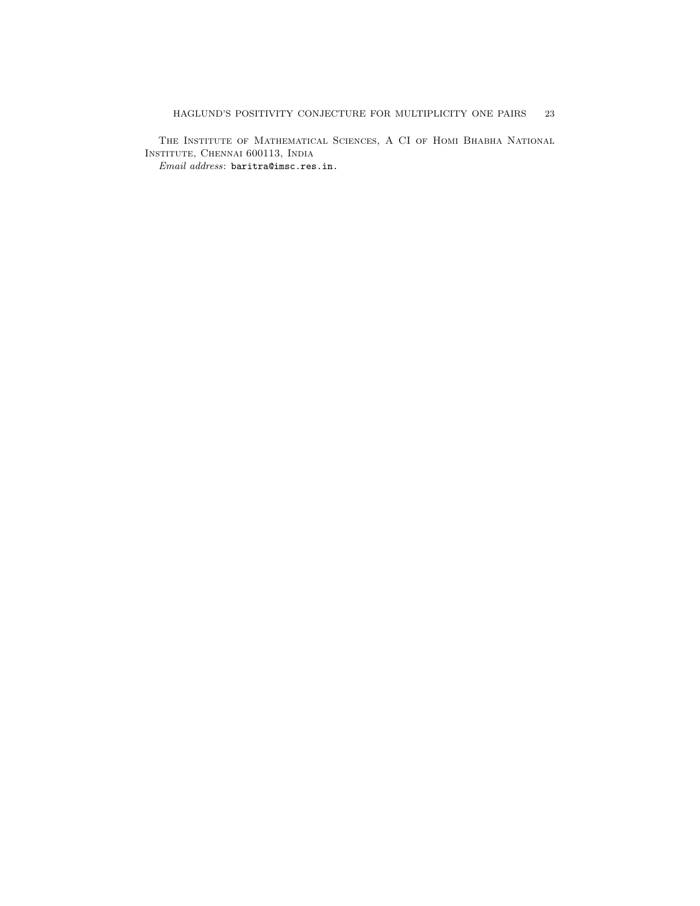The Institute of Mathematical Sciences, A CI of Homi Bhabha National Institute, Chennai 600113, India

*Email address*: baritra@imsc.res.in.